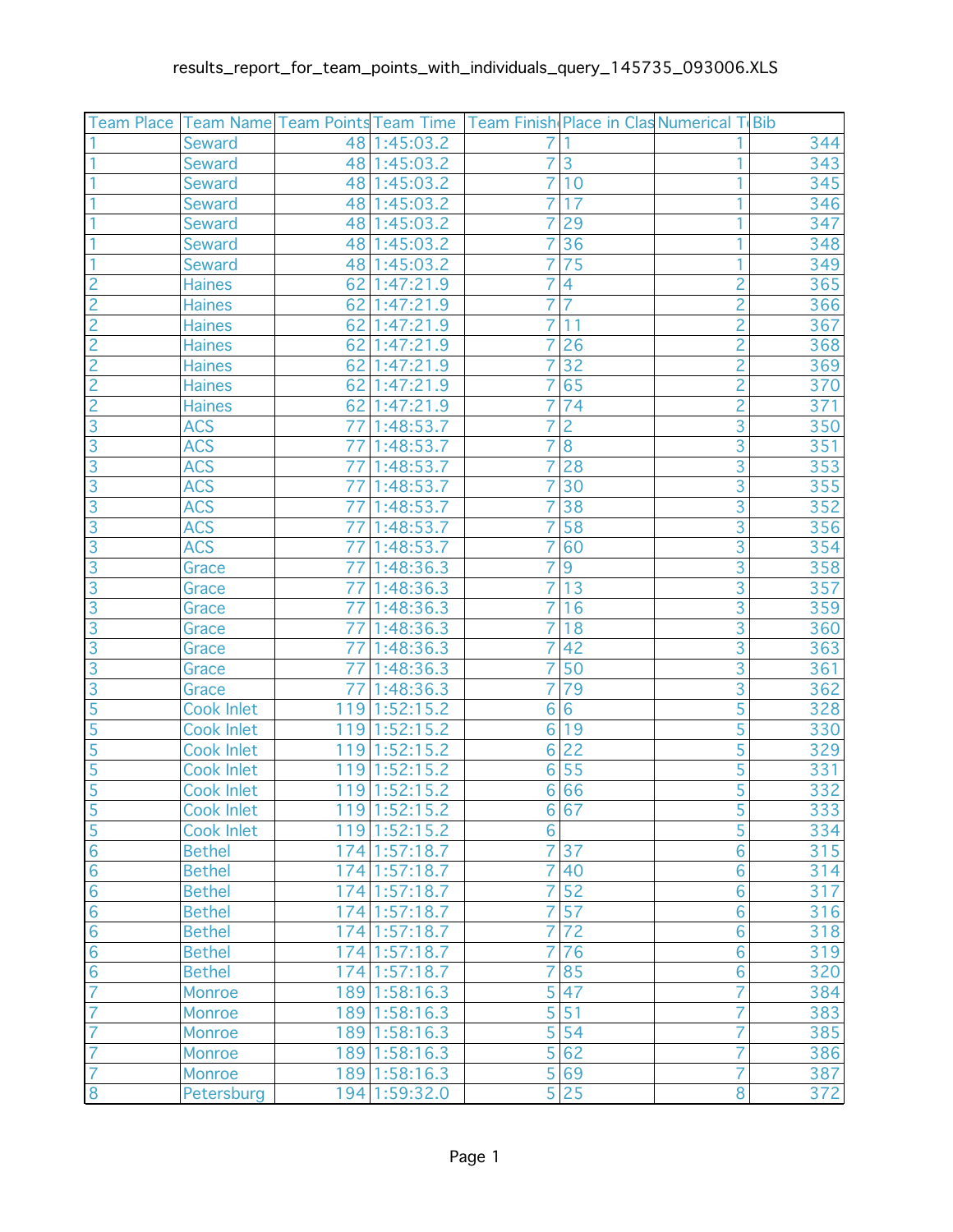results_report_for_team_points_with_individuals_query_145735_093006.XLS

| Team Place | Team Name | Team Points | Team Time | Team Finish | Place in Clas | Numerical T | Bib |
|---|---|---|---|---|---|---|---|
| 1 | Seward | 48 | 1:45:03.2 | 7 | 1 | 1 | 344 |
| 1 | Seward | 48 | 1:45:03.2 | 7 | 3 | 1 | 343 |
| 1 | Seward | 48 | 1:45:03.2 | 7 | 10 | 1 | 345 |
| 1 | Seward | 48 | 1:45:03.2 | 7 | 17 | 1 | 346 |
| 1 | Seward | 48 | 1:45:03.2 | 7 | 29 | 1 | 347 |
| 1 | Seward | 48 | 1:45:03.2 | 7 | 36 | 1 | 348 |
| 1 | Seward | 48 | 1:45:03.2 | 7 | 75 | 1 | 349 |
| 2 | Haines | 62 | 1:47:21.9 | 7 | 4 | 2 | 365 |
| 2 | Haines | 62 | 1:47:21.9 | 7 | 7 | 2 | 366 |
| 2 | Haines | 62 | 1:47:21.9 | 7 | 11 | 2 | 367 |
| 2 | Haines | 62 | 1:47:21.9 | 7 | 26 | 2 | 368 |
| 2 | Haines | 62 | 1:47:21.9 | 7 | 32 | 2 | 369 |
| 2 | Haines | 62 | 1:47:21.9 | 7 | 65 | 2 | 370 |
| 2 | Haines | 62 | 1:47:21.9 | 7 | 74 | 2 | 371 |
| 3 | ACS | 77 | 1:48:53.7 | 7 | 2 | 3 | 350 |
| 3 | ACS | 77 | 1:48:53.7 | 7 | 8 | 3 | 351 |
| 3 | ACS | 77 | 1:48:53.7 | 7 | 28 | 3 | 353 |
| 3 | ACS | 77 | 1:48:53.7 | 7 | 30 | 3 | 355 |
| 3 | ACS | 77 | 1:48:53.7 | 7 | 38 | 3 | 352 |
| 3 | ACS | 77 | 1:48:53.7 | 7 | 58 | 3 | 356 |
| 3 | ACS | 77 | 1:48:53.7 | 7 | 60 | 3 | 354 |
| 3 | Grace | 77 | 1:48:36.3 | 7 | 9 | 3 | 358 |
| 3 | Grace | 77 | 1:48:36.3 | 7 | 13 | 3 | 357 |
| 3 | Grace | 77 | 1:48:36.3 | 7 | 16 | 3 | 359 |
| 3 | Grace | 77 | 1:48:36.3 | 7 | 18 | 3 | 360 |
| 3 | Grace | 77 | 1:48:36.3 | 7 | 42 | 3 | 363 |
| 3 | Grace | 77 | 1:48:36.3 | 7 | 50 | 3 | 361 |
| 3 | Grace | 77 | 1:48:36.3 | 7 | 79 | 3 | 362 |
| 5 | Cook Inlet | 119 | 1:52:15.2 | 6 | 6 | 5 | 328 |
| 5 | Cook Inlet | 119 | 1:52:15.2 | 6 | 19 | 5 | 330 |
| 5 | Cook Inlet | 119 | 1:52:15.2 | 6 | 22 | 5 | 329 |
| 5 | Cook Inlet | 119 | 1:52:15.2 | 6 | 55 | 5 | 331 |
| 5 | Cook Inlet | 119 | 1:52:15.2 | 6 | 66 | 5 | 332 |
| 5 | Cook Inlet | 119 | 1:52:15.2 | 6 | 67 | 5 | 333 |
| 5 | Cook Inlet | 119 | 1:52:15.2 | 6 |  | 5 | 334 |
| 6 | Bethel | 174 | 1:57:18.7 | 7 | 37 | 6 | 315 |
| 6 | Bethel | 174 | 1:57:18.7 | 7 | 40 | 6 | 314 |
| 6 | Bethel | 174 | 1:57:18.7 | 7 | 52 | 6 | 317 |
| 6 | Bethel | 174 | 1:57:18.7 | 7 | 57 | 6 | 316 |
| 6 | Bethel | 174 | 1:57:18.7 | 7 | 72 | 6 | 318 |
| 6 | Bethel | 174 | 1:57:18.7 | 7 | 76 | 6 | 319 |
| 6 | Bethel | 174 | 1:57:18.7 | 7 | 85 | 6 | 320 |
| 7 | Monroe | 189 | 1:58:16.3 | 5 | 47 | 7 | 384 |
| 7 | Monroe | 189 | 1:58:16.3 | 5 | 51 | 7 | 383 |
| 7 | Monroe | 189 | 1:58:16.3 | 5 | 54 | 7 | 385 |
| 7 | Monroe | 189 | 1:58:16.3 | 5 | 62 | 7 | 386 |
| 7 | Monroe | 189 | 1:58:16.3 | 5 | 69 | 7 | 387 |
| 8 | Petersburg | 194 | 1:59:32.0 | 5 | 25 | 8 | 372 |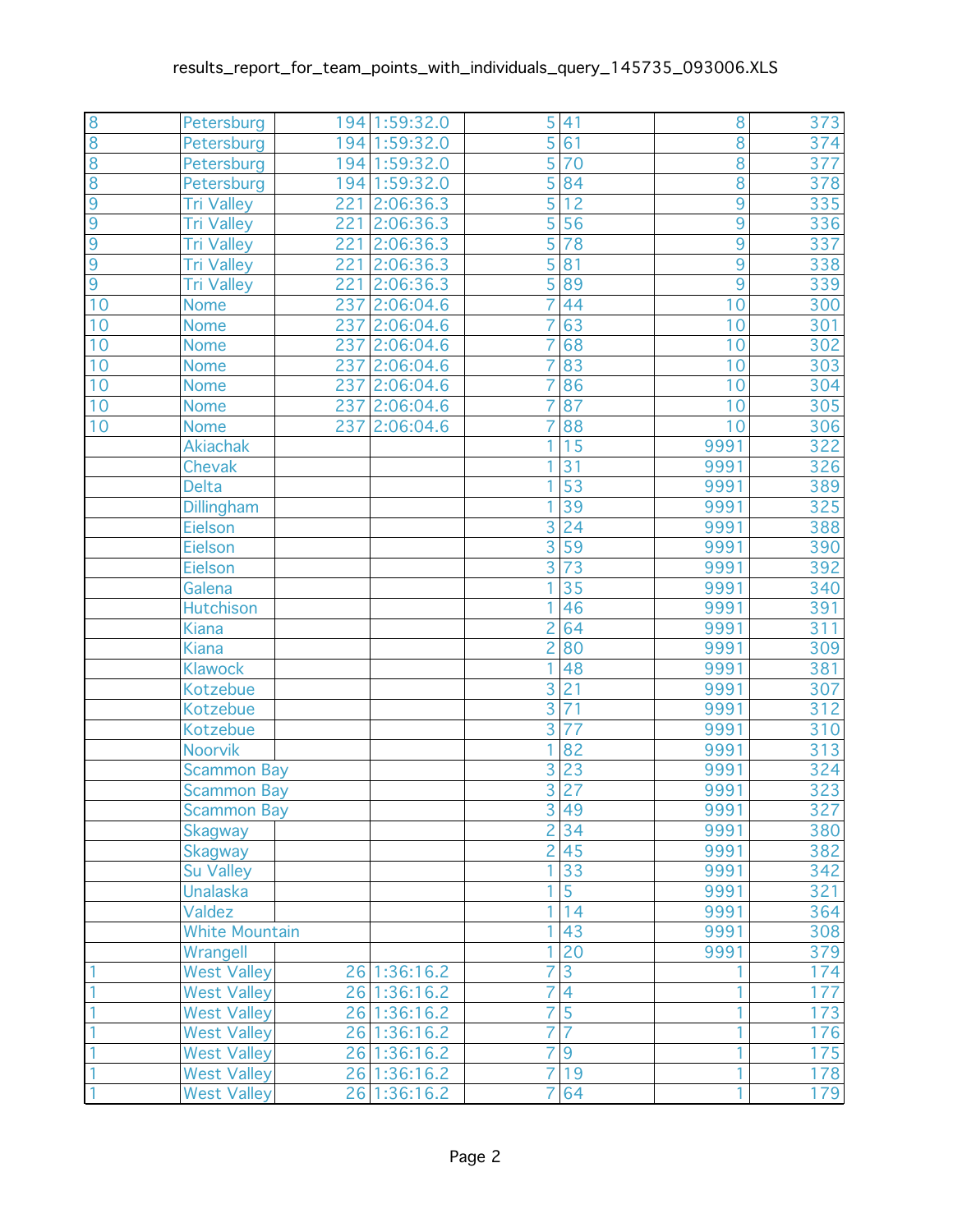| | | | | | | | |
|---|---|---|---|---|---|---|---|
| 8 | Petersburg | 194 | 1:59:32.0 | 5 | 41 | 8 | 373 |
| 8 | Petersburg | 194 | 1:59:32.0 | 5 | 61 | 8 | 374 |
| 8 | Petersburg | 194 | 1:59:32.0 | 5 | 70 | 8 | 377 |
| 8 | Petersburg | 194 | 1:59:32.0 | 5 | 84 | 8 | 378 |
| 9 | Tri Valley | 221 | 2:06:36.3 | 5 | 12 | 9 | 335 |
| 9 | Tri Valley | 221 | 2:06:36.3 | 5 | 56 | 9 | 336 |
| 9 | Tri Valley | 221 | 2:06:36.3 | 5 | 78 | 9 | 337 |
| 9 | Tri Valley | 221 | 2:06:36.3 | 5 | 81 | 9 | 338 |
| 9 | Tri Valley | 221 | 2:06:36.3 | 5 | 89 | 9 | 339 |
| 10 | Nome | 237 | 2:06:04.6 | 7 | 44 | 10 | 300 |
| 10 | Nome | 237 | 2:06:04.6 | 7 | 63 | 10 | 301 |
| 10 | Nome | 237 | 2:06:04.6 | 7 | 68 | 10 | 302 |
| 10 | Nome | 237 | 2:06:04.6 | 7 | 83 | 10 | 303 |
| 10 | Nome | 237 | 2:06:04.6 | 7 | 86 | 10 | 304 |
| 10 | Nome | 237 | 2:06:04.6 | 7 | 87 | 10 | 305 |
| 10 | Nome | 237 | 2:06:04.6 | 7 | 88 | 10 | 306 |
| | Akiachak | | | 1 | 15 | 9991 | 322 |
| | Chevak | | | 1 | 31 | 9991 | 326 |
| | Delta | | | 1 | 53 | 9991 | 389 |
| | Dillingham | | | 1 | 39 | 9991 | 325 |
| | Eielson | | | 3 | 24 | 9991 | 388 |
| | Eielson | | | 3 | 59 | 9991 | 390 |
| | Eielson | | | 3 | 73 | 9991 | 392 |
| | Galena | | | 1 | 35 | 9991 | 340 |
| | Hutchison | | | 1 | 46 | 9991 | 391 |
| | Kiana | | | 2 | 64 | 9991 | 311 |
| | Kiana | | | 2 | 80 | 9991 | 309 |
| | Klawock | | | 1 | 48 | 9991 | 381 |
| | Kotzebue | | | 3 | 21 | 9991 | 307 |
| | Kotzebue | | | 3 | 71 | 9991 | 312 |
| | Kotzebue | | | 3 | 77 | 9991 | 310 |
| | Noorvik | | | 1 | 82 | 9991 | 313 |
| | Scammon Bay | | | 3 | 23 | 9991 | 324 |
| | Scammon Bay | | | 3 | 27 | 9991 | 323 |
| | Scammon Bay | | | 3 | 49 | 9991 | 327 |
| | Skagway | | | 2 | 34 | 9991 | 380 |
| | Skagway | | | 2 | 45 | 9991 | 382 |
| | Su Valley | | | 1 | 33 | 9991 | 342 |
| | Unalaska | | | 1 | 5 | 9991 | 321 |
| | Valdez | | | 1 | 14 | 9991 | 364 |
| | White Mountain | | | 1 | 43 | 9991 | 308 |
| | Wrangell | | | 1 | 20 | 9991 | 379 |
| 1 | West Valley | 26 | 1:36:16.2 | 7 | 3 | 1 | 174 |
| 1 | West Valley | 26 | 1:36:16.2 | 7 | 4 | 1 | 177 |
| 1 | West Valley | 26 | 1:36:16.2 | 7 | 5 | 1 | 173 |
| 1 | West Valley | 26 | 1:36:16.2 | 7 | 7 | 1 | 176 |
| 1 | West Valley | 26 | 1:36:16.2 | 7 | 9 | 1 | 175 |
| 1 | West Valley | 26 | 1:36:16.2 | 7 | 19 | 1 | 178 |
| 1 | West Valley | 26 | 1:36:16.2 | 7 | 64 | 1 | 179 |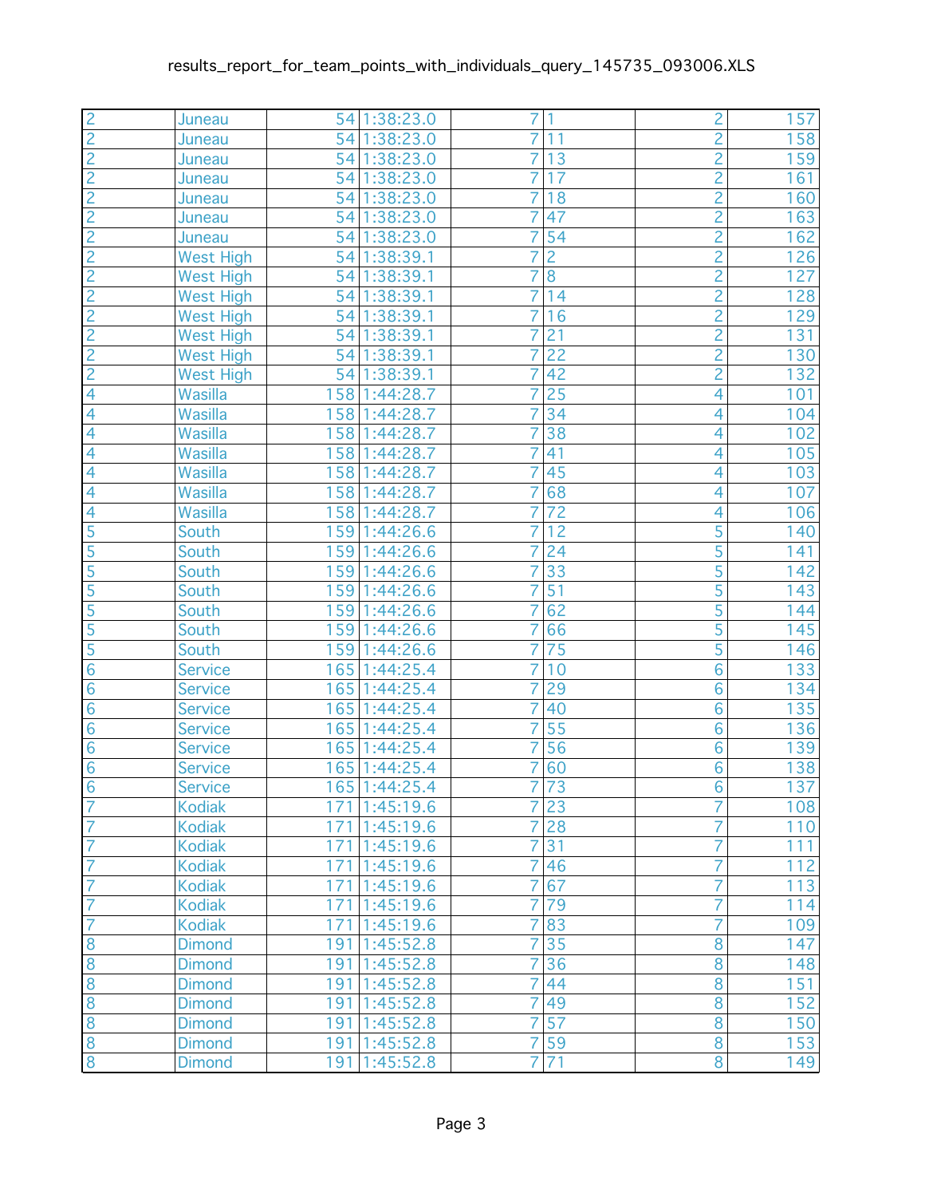| | | | | | | | |
|---|---|---|---|---|---|---|---|
| 2 | Juneau | 54 | 1:38:23.0 | 7 | 1 | 2 | 157 |
| 2 | Juneau | 54 | 1:38:23.0 | 7 | 11 | 2 | 158 |
| 2 | Juneau | 54 | 1:38:23.0 | 7 | 13 | 2 | 159 |
| 2 | Juneau | 54 | 1:38:23.0 | 7 | 17 | 2 | 161 |
| 2 | Juneau | 54 | 1:38:23.0 | 7 | 18 | 2 | 160 |
| 2 | Juneau | 54 | 1:38:23.0 | 7 | 47 | 2 | 163 |
| 2 | Juneau | 54 | 1:38:23.0 | 7 | 54 | 2 | 162 |
| 2 | West High | 54 | 1:38:39.1 | 7 | 2 | 2 | 126 |
| 2 | West High | 54 | 1:38:39.1 | 7 | 8 | 2 | 127 |
| 2 | West High | 54 | 1:38:39.1 | 7 | 14 | 2 | 128 |
| 2 | West High | 54 | 1:38:39.1 | 7 | 16 | 2 | 129 |
| 2 | West High | 54 | 1:38:39.1 | 7 | 21 | 2 | 131 |
| 2 | West High | 54 | 1:38:39.1 | 7 | 22 | 2 | 130 |
| 2 | West High | 54 | 1:38:39.1 | 7 | 42 | 2 | 132 |
| 4 | Wasilla | 158 | 1:44:28.7 | 7 | 25 | 4 | 101 |
| 4 | Wasilla | 158 | 1:44:28.7 | 7 | 34 | 4 | 104 |
| 4 | Wasilla | 158 | 1:44:28.7 | 7 | 38 | 4 | 102 |
| 4 | Wasilla | 158 | 1:44:28.7 | 7 | 41 | 4 | 105 |
| 4 | Wasilla | 158 | 1:44:28.7 | 7 | 45 | 4 | 103 |
| 4 | Wasilla | 158 | 1:44:28.7 | 7 | 68 | 4 | 107 |
| 4 | Wasilla | 158 | 1:44:28.7 | 7 | 72 | 4 | 106 |
| 5 | South | 159 | 1:44:26.6 | 7 | 12 | 5 | 140 |
| 5 | South | 159 | 1:44:26.6 | 7 | 24 | 5 | 141 |
| 5 | South | 159 | 1:44:26.6 | 7 | 33 | 5 | 142 |
| 5 | South | 159 | 1:44:26.6 | 7 | 51 | 5 | 143 |
| 5 | South | 159 | 1:44:26.6 | 7 | 62 | 5 | 144 |
| 5 | South | 159 | 1:44:26.6 | 7 | 66 | 5 | 145 |
| 5 | South | 159 | 1:44:26.6 | 7 | 75 | 5 | 146 |
| 6 | Service | 165 | 1:44:25.4 | 7 | 10 | 6 | 133 |
| 6 | Service | 165 | 1:44:25.4 | 7 | 29 | 6 | 134 |
| 6 | Service | 165 | 1:44:25.4 | 7 | 40 | 6 | 135 |
| 6 | Service | 165 | 1:44:25.4 | 7 | 55 | 6 | 136 |
| 6 | Service | 165 | 1:44:25.4 | 7 | 56 | 6 | 139 |
| 6 | Service | 165 | 1:44:25.4 | 7 | 60 | 6 | 138 |
| 6 | Service | 165 | 1:44:25.4 | 7 | 73 | 6 | 137 |
| 7 | Kodiak | 171 | 1:45:19.6 | 7 | 23 | 7 | 108 |
| 7 | Kodiak | 171 | 1:45:19.6 | 7 | 28 | 7 | 110 |
| 7 | Kodiak | 171 | 1:45:19.6 | 7 | 31 | 7 | 111 |
| 7 | Kodiak | 171 | 1:45:19.6 | 7 | 46 | 7 | 112 |
| 7 | Kodiak | 171 | 1:45:19.6 | 7 | 67 | 7 | 113 |
| 7 | Kodiak | 171 | 1:45:19.6 | 7 | 79 | 7 | 114 |
| 7 | Kodiak | 171 | 1:45:19.6 | 7 | 83 | 7 | 109 |
| 8 | Dimond | 191 | 1:45:52.8 | 7 | 35 | 8 | 147 |
| 8 | Dimond | 191 | 1:45:52.8 | 7 | 36 | 8 | 148 |
| 8 | Dimond | 191 | 1:45:52.8 | 7 | 44 | 8 | 151 |
| 8 | Dimond | 191 | 1:45:52.8 | 7 | 49 | 8 | 152 |
| 8 | Dimond | 191 | 1:45:52.8 | 7 | 57 | 8 | 150 |
| 8 | Dimond | 191 | 1:45:52.8 | 7 | 59 | 8 | 153 |
| 8 | Dimond | 191 | 1:45:52.8 | 7 | 71 | 8 | 149 |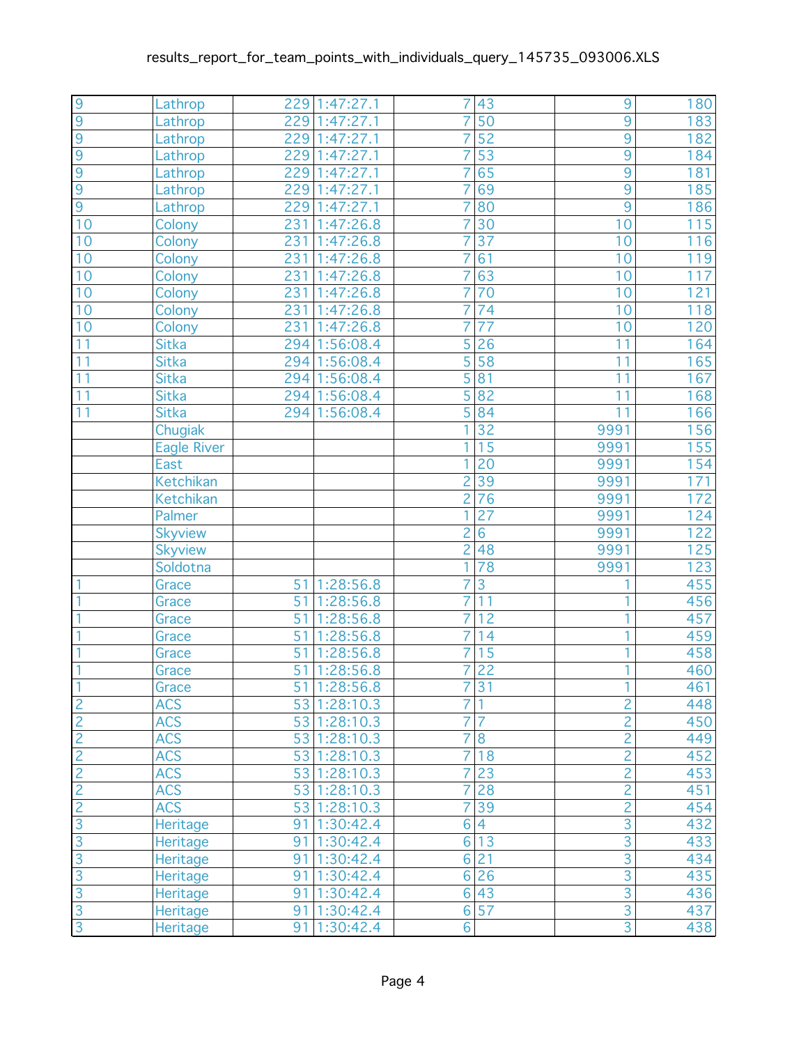| | | | | | | | |
|---|---|---|---|---|---|---|---|
| 9 | Lathrop | 229 | 1:47:27.1 | 7 | 43 | 9 | 180 |
| 9 | Lathrop | 229 | 1:47:27.1 | 7 | 50 | 9 | 183 |
| 9 | Lathrop | 229 | 1:47:27.1 | 7 | 52 | 9 | 182 |
| 9 | Lathrop | 229 | 1:47:27.1 | 7 | 53 | 9 | 184 |
| 9 | Lathrop | 229 | 1:47:27.1 | 7 | 65 | 9 | 181 |
| 9 | Lathrop | 229 | 1:47:27.1 | 7 | 69 | 9 | 185 |
| 9 | Lathrop | 229 | 1:47:27.1 | 7 | 80 | 9 | 186 |
| 10 | Colony | 231 | 1:47:26.8 | 7 | 30 | 10 | 115 |
| 10 | Colony | 231 | 1:47:26.8 | 7 | 37 | 10 | 116 |
| 10 | Colony | 231 | 1:47:26.8 | 7 | 61 | 10 | 119 |
| 10 | Colony | 231 | 1:47:26.8 | 7 | 63 | 10 | 117 |
| 10 | Colony | 231 | 1:47:26.8 | 7 | 70 | 10 | 121 |
| 10 | Colony | 231 | 1:47:26.8 | 7 | 74 | 10 | 118 |
| 10 | Colony | 231 | 1:47:26.8 | 7 | 77 | 10 | 120 |
| 11 | Sitka | 294 | 1:56:08.4 | 5 | 26 | 11 | 164 |
| 11 | Sitka | 294 | 1:56:08.4 | 5 | 58 | 11 | 165 |
| 11 | Sitka | 294 | 1:56:08.4 | 5 | 81 | 11 | 167 |
| 11 | Sitka | 294 | 1:56:08.4 | 5 | 82 | 11 | 168 |
| 11 | Sitka | 294 | 1:56:08.4 | 5 | 84 | 11 | 166 |
| | Chugiak | | | 1 | 32 | 9991 | 156 |
| | Eagle River | | | 1 | 15 | 9991 | 155 |
| | East | | | 1 | 20 | 9991 | 154 |
| | Ketchikan | | | 2 | 39 | 9991 | 171 |
| | Ketchikan | | | 2 | 76 | 9991 | 172 |
| | Palmer | | | 1 | 27 | 9991 | 124 |
| | Skyview | | | 2 | 6 | 9991 | 122 |
| | Skyview | | | 2 | 48 | 9991 | 125 |
| | Soldotna | | | 1 | 78 | 9991 | 123 |
| 1 | Grace | 51 | 1:28:56.8 | 7 | 3 | 1 | 455 |
| 1 | Grace | 51 | 1:28:56.8 | 7 | 11 | 1 | 456 |
| 1 | Grace | 51 | 1:28:56.8 | 7 | 12 | 1 | 457 |
| 1 | Grace | 51 | 1:28:56.8 | 7 | 14 | 1 | 459 |
| 1 | Grace | 51 | 1:28:56.8 | 7 | 15 | 1 | 458 |
| 1 | Grace | 51 | 1:28:56.8 | 7 | 22 | 1 | 460 |
| 1 | Grace | 51 | 1:28:56.8 | 7 | 31 | 1 | 461 |
| 2 | ACS | 53 | 1:28:10.3 | 7 | 1 | 2 | 448 |
| 2 | ACS | 53 | 1:28:10.3 | 7 | 7 | 2 | 450 |
| 2 | ACS | 53 | 1:28:10.3 | 7 | 8 | 2 | 449 |
| 2 | ACS | 53 | 1:28:10.3 | 7 | 18 | 2 | 452 |
| 2 | ACS | 53 | 1:28:10.3 | 7 | 23 | 2 | 453 |
| 2 | ACS | 53 | 1:28:10.3 | 7 | 28 | 2 | 451 |
| 2 | ACS | 53 | 1:28:10.3 | 7 | 39 | 2 | 454 |
| 3 | Heritage | 91 | 1:30:42.4 | 6 | 4 | 3 | 432 |
| 3 | Heritage | 91 | 1:30:42.4 | 6 | 13 | 3 | 433 |
| 3 | Heritage | 91 | 1:30:42.4 | 6 | 21 | 3 | 434 |
| 3 | Heritage | 91 | 1:30:42.4 | 6 | 26 | 3 | 435 |
| 3 | Heritage | 91 | 1:30:42.4 | 6 | 43 | 3 | 436 |
| 3 | Heritage | 91 | 1:30:42.4 | 6 | 57 | 3 | 437 |
| 3 | Heritage | 91 | 1:30:42.4 | 6 | | 3 | 438 |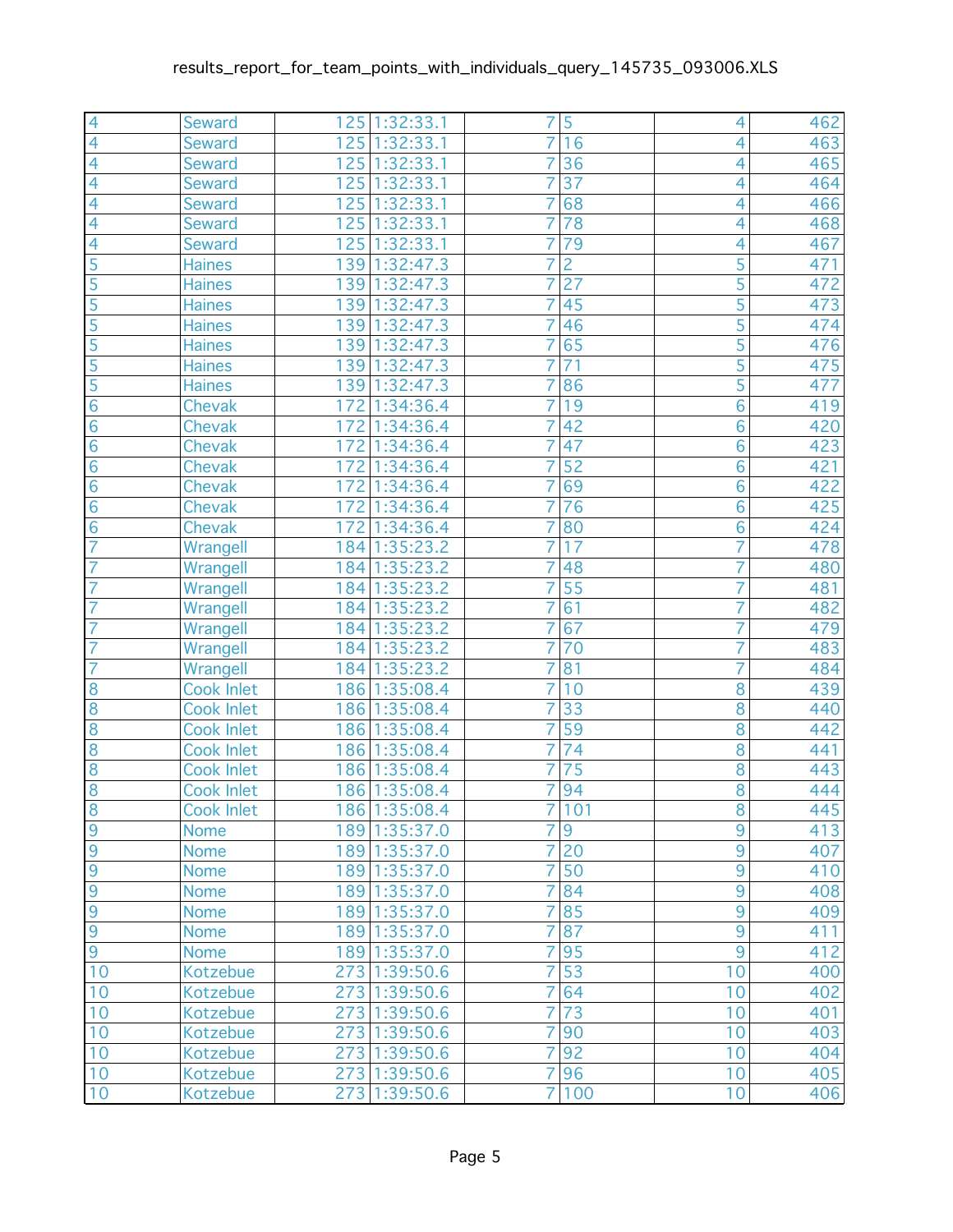| | | | | | | | |
|---|---|---|---|---|---|---|---|
| 4 | Seward | 125 | 1:32:33.1 | 7 | 5 | 4 | 462 |
| 4 | Seward | 125 | 1:32:33.1 | 7 | 16 | 4 | 463 |
| 4 | Seward | 125 | 1:32:33.1 | 7 | 36 | 4 | 465 |
| 4 | Seward | 125 | 1:32:33.1 | 7 | 37 | 4 | 464 |
| 4 | Seward | 125 | 1:32:33.1 | 7 | 68 | 4 | 466 |
| 4 | Seward | 125 | 1:32:33.1 | 7 | 78 | 4 | 468 |
| 4 | Seward | 125 | 1:32:33.1 | 7 | 79 | 4 | 467 |
| 5 | Haines | 139 | 1:32:47.3 | 7 | 2 | 5 | 471 |
| 5 | Haines | 139 | 1:32:47.3 | 7 | 27 | 5 | 472 |
| 5 | Haines | 139 | 1:32:47.3 | 7 | 45 | 5 | 473 |
| 5 | Haines | 139 | 1:32:47.3 | 7 | 46 | 5 | 474 |
| 5 | Haines | 139 | 1:32:47.3 | 7 | 65 | 5 | 476 |
| 5 | Haines | 139 | 1:32:47.3 | 7 | 71 | 5 | 475 |
| 5 | Haines | 139 | 1:32:47.3 | 7 | 86 | 5 | 477 |
| 6 | Chevak | 172 | 1:34:36.4 | 7 | 19 | 6 | 419 |
| 6 | Chevak | 172 | 1:34:36.4 | 7 | 42 | 6 | 420 |
| 6 | Chevak | 172 | 1:34:36.4 | 7 | 47 | 6 | 423 |
| 6 | Chevak | 172 | 1:34:36.4 | 7 | 52 | 6 | 421 |
| 6 | Chevak | 172 | 1:34:36.4 | 7 | 69 | 6 | 422 |
| 6 | Chevak | 172 | 1:34:36.4 | 7 | 76 | 6 | 425 |
| 6 | Chevak | 172 | 1:34:36.4 | 7 | 80 | 6 | 424 |
| 7 | Wrangell | 184 | 1:35:23.2 | 7 | 17 | 7 | 478 |
| 7 | Wrangell | 184 | 1:35:23.2 | 7 | 48 | 7 | 480 |
| 7 | Wrangell | 184 | 1:35:23.2 | 7 | 55 | 7 | 481 |
| 7 | Wrangell | 184 | 1:35:23.2 | 7 | 61 | 7 | 482 |
| 7 | Wrangell | 184 | 1:35:23.2 | 7 | 67 | 7 | 479 |
| 7 | Wrangell | 184 | 1:35:23.2 | 7 | 70 | 7 | 483 |
| 7 | Wrangell | 184 | 1:35:23.2 | 7 | 81 | 7 | 484 |
| 8 | Cook Inlet | 186 | 1:35:08.4 | 7 | 10 | 8 | 439 |
| 8 | Cook Inlet | 186 | 1:35:08.4 | 7 | 33 | 8 | 440 |
| 8 | Cook Inlet | 186 | 1:35:08.4 | 7 | 59 | 8 | 442 |
| 8 | Cook Inlet | 186 | 1:35:08.4 | 7 | 74 | 8 | 441 |
| 8 | Cook Inlet | 186 | 1:35:08.4 | 7 | 75 | 8 | 443 |
| 8 | Cook Inlet | 186 | 1:35:08.4 | 7 | 94 | 8 | 444 |
| 8 | Cook Inlet | 186 | 1:35:08.4 | 7 | 101 | 8 | 445 |
| 9 | Nome | 189 | 1:35:37.0 | 7 | 9 | 9 | 413 |
| 9 | Nome | 189 | 1:35:37.0 | 7 | 20 | 9 | 407 |
| 9 | Nome | 189 | 1:35:37.0 | 7 | 50 | 9 | 410 |
| 9 | Nome | 189 | 1:35:37.0 | 7 | 84 | 9 | 408 |
| 9 | Nome | 189 | 1:35:37.0 | 7 | 85 | 9 | 409 |
| 9 | Nome | 189 | 1:35:37.0 | 7 | 87 | 9 | 411 |
| 9 | Nome | 189 | 1:35:37.0 | 7 | 95 | 9 | 412 |
| 10 | Kotzebue | 273 | 1:39:50.6 | 7 | 53 | 10 | 400 |
| 10 | Kotzebue | 273 | 1:39:50.6 | 7 | 64 | 10 | 402 |
| 10 | Kotzebue | 273 | 1:39:50.6 | 7 | 73 | 10 | 401 |
| 10 | Kotzebue | 273 | 1:39:50.6 | 7 | 90 | 10 | 403 |
| 10 | Kotzebue | 273 | 1:39:50.6 | 7 | 92 | 10 | 404 |
| 10 | Kotzebue | 273 | 1:39:50.6 | 7 | 96 | 10 | 405 |
| 10 | Kotzebue | 273 | 1:39:50.6 | 7 | 100 | 10 | 406 |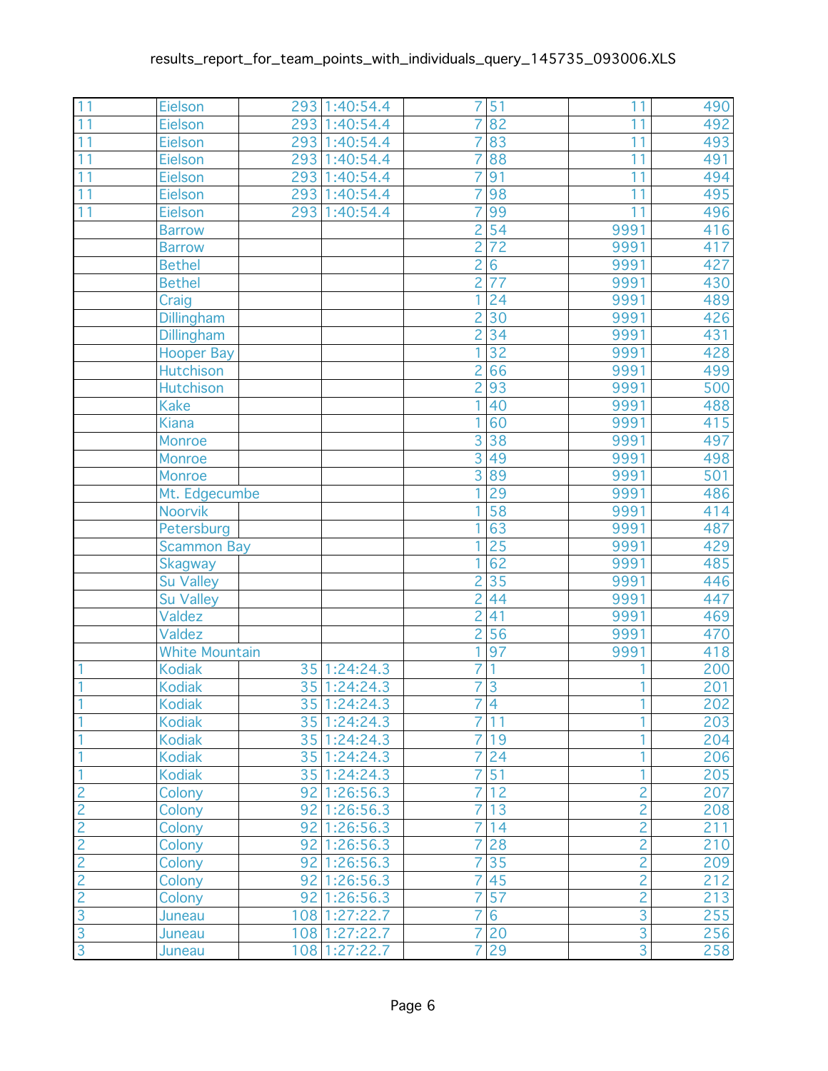| | | | | | | | |
|---|---|---|---|---|---|---|---|
| 11 | Eielson | 293 | 1:40:54.4 | 7 | 51 | 11 | 490 |
| 11 | Eielson | 293 | 1:40:54.4 | 7 | 82 | 11 | 492 |
| 11 | Eielson | 293 | 1:40:54.4 | 7 | 83 | 11 | 493 |
| 11 | Eielson | 293 | 1:40:54.4 | 7 | 88 | 11 | 491 |
| 11 | Eielson | 293 | 1:40:54.4 | 7 | 91 | 11 | 494 |
| 11 | Eielson | 293 | 1:40:54.4 | 7 | 98 | 11 | 495 |
| 11 | Eielson | 293 | 1:40:54.4 | 7 | 99 | 11 | 496 |
| | Barrow | | | 2 | 54 | 9991 | 416 |
| | Barrow | | | 2 | 72 | 9991 | 417 |
| | Bethel | | | 2 | 6 | 9991 | 427 |
| | Bethel | | | 2 | 77 | 9991 | 430 |
| | Craig | | | 1 | 24 | 9991 | 489 |
| | Dillingham | | | 2 | 30 | 9991 | 426 |
| | Dillingham | | | 2 | 34 | 9991 | 431 |
| | Hooper Bay | | | 1 | 32 | 9991 | 428 |
| | Hutchison | | | 2 | 66 | 9991 | 499 |
| | Hutchison | | | 2 | 93 | 9991 | 500 |
| | Kake | | | 1 | 40 | 9991 | 488 |
| | Kiana | | | 1 | 60 | 9991 | 415 |
| | Monroe | | | 3 | 38 | 9991 | 497 |
| | Monroe | | | 3 | 49 | 9991 | 498 |
| | Monroe | | | 3 | 89 | 9991 | 501 |
| | Mt. Edgecumbe | | | 1 | 29 | 9991 | 486 |
| | Noorvik | | | 1 | 58 | 9991 | 414 |
| | Petersburg | | | 1 | 63 | 9991 | 487 |
| | Scammon Bay | | | 1 | 25 | 9991 | 429 |
| | Skagway | | | 1 | 62 | 9991 | 485 |
| | Su Valley | | | 2 | 35 | 9991 | 446 |
| | Su Valley | | | 2 | 44 | 9991 | 447 |
| | Valdez | | | 2 | 41 | 9991 | 469 |
| | Valdez | | | 2 | 56 | 9991 | 470 |
| | White Mountain | | | 1 | 97 | 9991 | 418 |
| 1 | Kodiak | 35 | 1:24:24.3 | 7 | 1 | 1 | 200 |
| 1 | Kodiak | 35 | 1:24:24.3 | 7 | 3 | 1 | 201 |
| 1 | Kodiak | 35 | 1:24:24.3 | 7 | 4 | 1 | 202 |
| 1 | Kodiak | 35 | 1:24:24.3 | 7 | 11 | 1 | 203 |
| 1 | Kodiak | 35 | 1:24:24.3 | 7 | 19 | 1 | 204 |
| 1 | Kodiak | 35 | 1:24:24.3 | 7 | 24 | 1 | 206 |
| 1 | Kodiak | 35 | 1:24:24.3 | 7 | 51 | 1 | 205 |
| 2 | Colony | 92 | 1:26:56.3 | 7 | 12 | 2 | 207 |
| 2 | Colony | 92 | 1:26:56.3 | 7 | 13 | 2 | 208 |
| 2 | Colony | 92 | 1:26:56.3 | 7 | 14 | 2 | 211 |
| 2 | Colony | 92 | 1:26:56.3 | 7 | 28 | 2 | 210 |
| 2 | Colony | 92 | 1:26:56.3 | 7 | 35 | 2 | 209 |
| 2 | Colony | 92 | 1:26:56.3 | 7 | 45 | 2 | 212 |
| 2 | Colony | 92 | 1:26:56.3 | 7 | 57 | 2 | 213 |
| 3 | Juneau | 108 | 1:27:22.7 | 7 | 6 | 3 | 255 |
| 3 | Juneau | 108 | 1:27:22.7 | 7 | 20 | 3 | 256 |
| 3 | Juneau | 108 | 1:27:22.7 | 7 | 29 | 3 | 258 |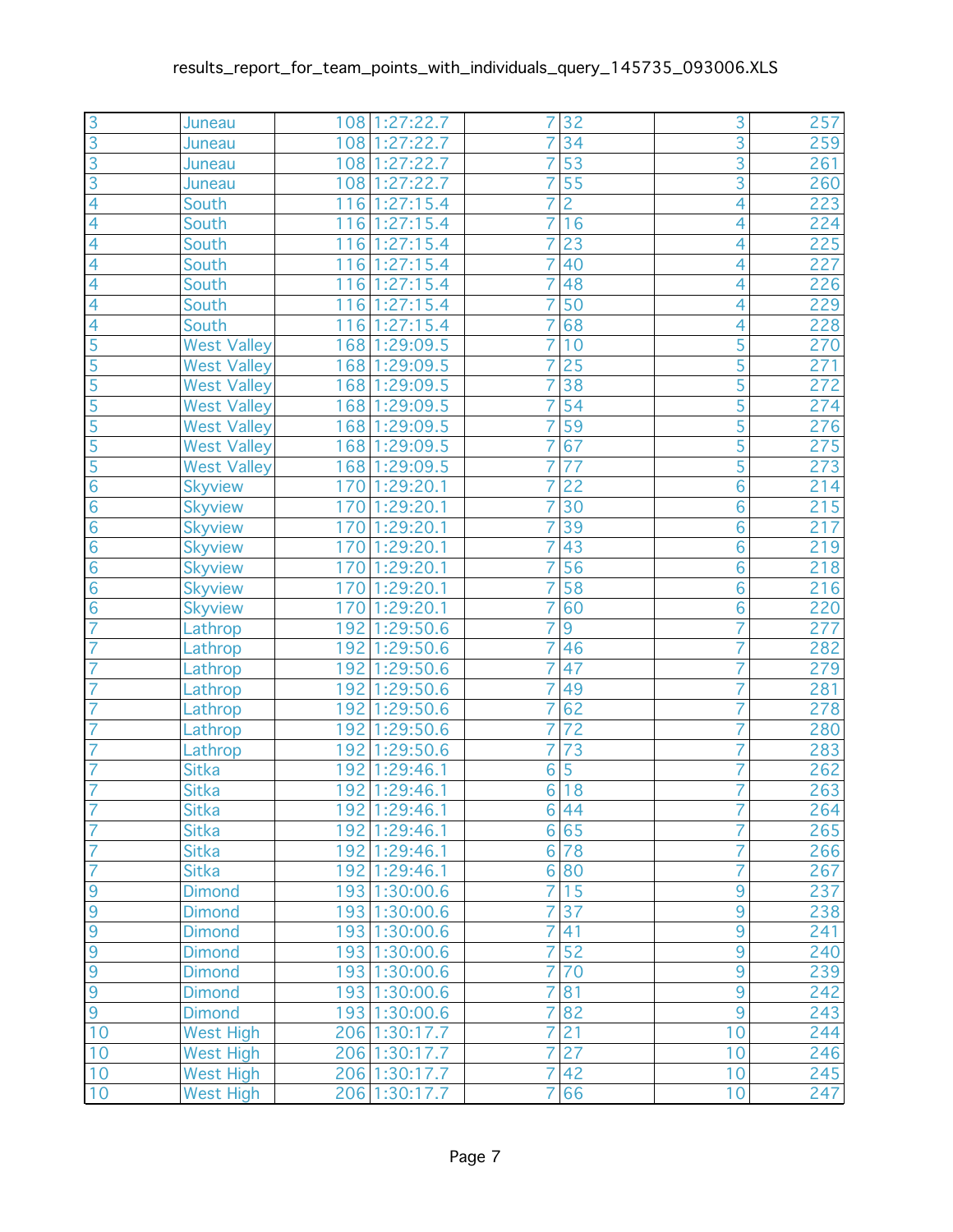| | | | | | | | |
|---|---|---|---|---|---|---|---|
| 3 | Juneau | 108 | 1:27:22.7 | 7 | 32 | 3 | 257 |
| 3 | Juneau | 108 | 1:27:22.7 | 7 | 34 | 3 | 259 |
| 3 | Juneau | 108 | 1:27:22.7 | 7 | 53 | 3 | 261 |
| 3 | Juneau | 108 | 1:27:22.7 | 7 | 55 | 3 | 260 |
| 4 | South | 116 | 1:27:15.4 | 7 | 2 | 4 | 223 |
| 4 | South | 116 | 1:27:15.4 | 7 | 16 | 4 | 224 |
| 4 | South | 116 | 1:27:15.4 | 7 | 23 | 4 | 225 |
| 4 | South | 116 | 1:27:15.4 | 7 | 40 | 4 | 227 |
| 4 | South | 116 | 1:27:15.4 | 7 | 48 | 4 | 226 |
| 4 | South | 116 | 1:27:15.4 | 7 | 50 | 4 | 229 |
| 4 | South | 116 | 1:27:15.4 | 7 | 68 | 4 | 228 |
| 5 | West Valley | 168 | 1:29:09.5 | 7 | 10 | 5 | 270 |
| 5 | West Valley | 168 | 1:29:09.5 | 7 | 25 | 5 | 271 |
| 5 | West Valley | 168 | 1:29:09.5 | 7 | 38 | 5 | 272 |
| 5 | West Valley | 168 | 1:29:09.5 | 7 | 54 | 5 | 274 |
| 5 | West Valley | 168 | 1:29:09.5 | 7 | 59 | 5 | 276 |
| 5 | West Valley | 168 | 1:29:09.5 | 7 | 67 | 5 | 275 |
| 5 | West Valley | 168 | 1:29:09.5 | 7 | 77 | 5 | 273 |
| 6 | Skyview | 170 | 1:29:20.1 | 7 | 22 | 6 | 214 |
| 6 | Skyview | 170 | 1:29:20.1 | 7 | 30 | 6 | 215 |
| 6 | Skyview | 170 | 1:29:20.1 | 7 | 39 | 6 | 217 |
| 6 | Skyview | 170 | 1:29:20.1 | 7 | 43 | 6 | 219 |
| 6 | Skyview | 170 | 1:29:20.1 | 7 | 56 | 6 | 218 |
| 6 | Skyview | 170 | 1:29:20.1 | 7 | 58 | 6 | 216 |
| 6 | Skyview | 170 | 1:29:20.1 | 7 | 60 | 6 | 220 |
| 7 | Lathrop | 192 | 1:29:50.6 | 7 | 9 | 7 | 277 |
| 7 | Lathrop | 192 | 1:29:50.6 | 7 | 46 | 7 | 282 |
| 7 | Lathrop | 192 | 1:29:50.6 | 7 | 47 | 7 | 279 |
| 7 | Lathrop | 192 | 1:29:50.6 | 7 | 49 | 7 | 281 |
| 7 | Lathrop | 192 | 1:29:50.6 | 7 | 62 | 7 | 278 |
| 7 | Lathrop | 192 | 1:29:50.6 | 7 | 72 | 7 | 280 |
| 7 | Lathrop | 192 | 1:29:50.6 | 7 | 73 | 7 | 283 |
| 7 | Sitka | 192 | 1:29:46.1 | 6 | 5 | 7 | 262 |
| 7 | Sitka | 192 | 1:29:46.1 | 6 | 18 | 7 | 263 |
| 7 | Sitka | 192 | 1:29:46.1 | 6 | 44 | 7 | 264 |
| 7 | Sitka | 192 | 1:29:46.1 | 6 | 65 | 7 | 265 |
| 7 | Sitka | 192 | 1:29:46.1 | 6 | 78 | 7 | 266 |
| 7 | Sitka | 192 | 1:29:46.1 | 6 | 80 | 7 | 267 |
| 9 | Dimond | 193 | 1:30:00.6 | 7 | 15 | 9 | 237 |
| 9 | Dimond | 193 | 1:30:00.6 | 7 | 37 | 9 | 238 |
| 9 | Dimond | 193 | 1:30:00.6 | 7 | 41 | 9 | 241 |
| 9 | Dimond | 193 | 1:30:00.6 | 7 | 52 | 9 | 240 |
| 9 | Dimond | 193 | 1:30:00.6 | 7 | 70 | 9 | 239 |
| 9 | Dimond | 193 | 1:30:00.6 | 7 | 81 | 9 | 242 |
| 9 | Dimond | 193 | 1:30:00.6 | 7 | 82 | 9 | 243 |
| 10 | West High | 206 | 1:30:17.7 | 7 | 21 | 10 | 244 |
| 10 | West High | 206 | 1:30:17.7 | 7 | 27 | 10 | 246 |
| 10 | West High | 206 | 1:30:17.7 | 7 | 42 | 10 | 245 |
| 10 | West High | 206 | 1:30:17.7 | 7 | 66 | 10 | 247 |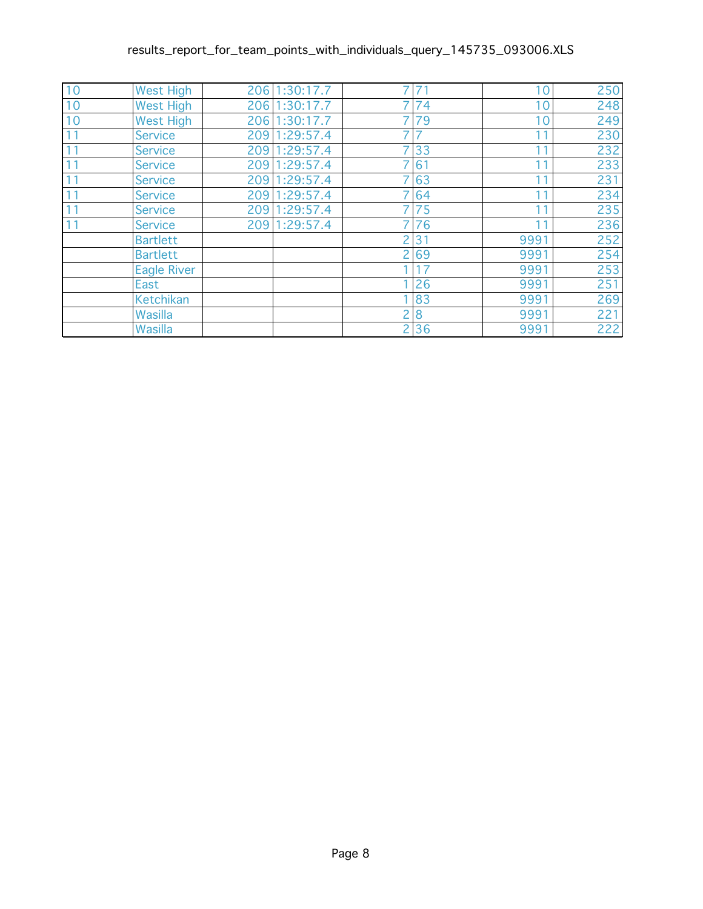| | | | | | | | |
|---|---|---|---|---|---|---|---|
| 10 | West High | 206 | 1:30:17.7 | 7 | 71 | 10 | 250 |
| 10 | West High | 206 | 1:30:17.7 | 7 | 74 | 10 | 248 |
| 10 | West High | 206 | 1:30:17.7 | 7 | 79 | 10 | 249 |
| 11 | Service | 209 | 1:29:57.4 | 7 | 7 | 11 | 230 |
| 11 | Service | 209 | 1:29:57.4 | 7 | 33 | 11 | 232 |
| 11 | Service | 209 | 1:29:57.4 | 7 | 61 | 11 | 233 |
| 11 | Service | 209 | 1:29:57.4 | 7 | 63 | 11 | 231 |
| 11 | Service | 209 | 1:29:57.4 | 7 | 64 | 11 | 234 |
| 11 | Service | 209 | 1:29:57.4 | 7 | 75 | 11 | 235 |
| 11 | Service | 209 | 1:29:57.4 | 7 | 76 | 11 | 236 |
| | Bartlett | | | 2 | 31 | 9991 | 252 |
| | Bartlett | | | 2 | 69 | 9991 | 254 |
| | Eagle River | | | 1 | 17 | 9991 | 253 |
| | East | | | 1 | 26 | 9991 | 251 |
| | Ketchikan | | | 1 | 83 | 9991 | 269 |
| | Wasilla | | | 2 | 8 | 9991 | 221 |
| | Wasilla | | | 2 | 36 | 9991 | 222 |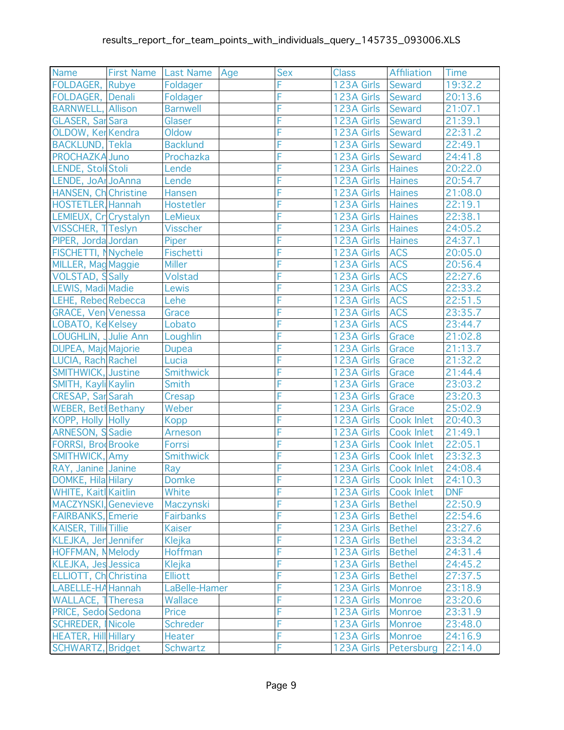results_report_for_team_points_with_individuals_query_145735_093006.XLS

| Name | First Name | Last Name | Age | Sex | Class | Affiliation | Time |
|---|---|---|---|---|---|---|---|
| FOLDAGER, | Rubye | Foldager | | F | 123A Girls | Seward | 19:32.2 |
| FOLDAGER, | Denali | Foldager | | F | 123A Girls | Seward | 20:13.6 |
| BARNWELL, | Allison | Barnwell | | F | 123A Girls | Seward | 21:07.1 |
| GLASER, Sar | Sara | Glaser | | F | 123A Girls | Seward | 21:39.1 |
| OLDOW, Ker | Kendra | Oldow | | F | 123A Girls | Seward | 22:31.2 |
| BACKLUND, | Tekla | Backlund | | F | 123A Girls | Seward | 22:49.1 |
| PROCHAZKA | Juno | Prochazka | | F | 123A Girls | Seward | 24:41.8 |
| LENDE, Stoli | Stoli | Lende | | F | 123A Girls | Haines | 20:22.0 |
| LENDE, JoAr | JoAnna | Lende | | F | 123A Girls | Haines | 20:54.7 |
| HANSEN, Ch | Christine | Hansen | | F | 123A Girls | Haines | 21:08.0 |
| HOSTETLER, | Hannah | Hostetler | | F | 123A Girls | Haines | 22:19.1 |
| LEMIEUX, Cr | Crystalyn | LeMieux | | F | 123A Girls | Haines | 22:38.1 |
| VISSCHER, T | Teslyn | Visscher | | F | 123A Girls | Haines | 24:05.2 |
| PIPER, Jorda | Jordan | Piper | | F | 123A Girls | Haines | 24:37.1 |
| FISCHETTI, N | Nychele | Fischetti | | F | 123A Girls | ACS | 20:05.0 |
| MILLER, Mag | Maggie | Miller | | F | 123A Girls | ACS | 20:56.4 |
| VOLSTAD, S | Sally | Volstad | | F | 123A Girls | ACS | 22:27.6 |
| LEWIS, Madi | Madie | Lewis | | F | 123A Girls | ACS | 22:33.2 |
| LEHE, Rebec | Rebecca | Lehe | | F | 123A Girls | ACS | 22:51.5 |
| GRACE, Ven | Venessa | Grace | | F | 123A Girls | ACS | 23:35.7 |
| LOBATO, Ke | Kelsey | Lobato | | F | 123A Girls | ACS | 23:44.7 |
| LOUGHLIN, . | Julie Ann | Loughlin | | F | 123A Girls | Grace | 21:02.8 |
| DUPEA, Majo | Majorie | Dupea | | F | 123A Girls | Grace | 21:13.7 |
| LUCIA, Rach | Rachel | Lucia | | F | 123A Girls | Grace | 21:32.2 |
| SMITHWICK, | Justine | Smithwick | | F | 123A Girls | Grace | 21:44.4 |
| SMITH, Kayli | Kaylin | Smith | | F | 123A Girls | Grace | 23:03.2 |
| CRESAP, Sar | Sarah | Cresap | | F | 123A Girls | Grace | 23:20.3 |
| WEBER, Betl | Bethany | Weber | | F | 123A Girls | Grace | 25:02.9 |
| KOPP, Holly | Holly | Kopp | | F | 123A Girls | Cook Inlet | 20:40.3 |
| ARNESON, S | Sadie | Arneson | | F | 123A Girls | Cook Inlet | 21:49.1 |
| FORRSI, Bro | Brooke | Forrsi | | F | 123A Girls | Cook Inlet | 22:05.1 |
| SMITHWICK, | Amy | Smithwick | | F | 123A Girls | Cook Inlet | 23:32.3 |
| RAY, Janine | Janine | Ray | | F | 123A Girls | Cook Inlet | 24:08.4 |
| DOMKE, Hila | Hilary | Domke | | F | 123A Girls | Cook Inlet | 24:10.3 |
| WHITE, Kaitl | Kaitlin | White | | F | 123A Girls | Cook Inlet | DNF |
| MACZYNSKI, | Genevieve | Maczynski | | F | 123A Girls | Bethel | 22:50.9 |
| FAIRBANKS, | Emerie | Fairbanks | | F | 123A Girls | Bethel | 22:54.6 |
| KAISER, Tilli | Tillie | Kaiser | | F | 123A Girls | Bethel | 23:27.6 |
| KLEJKA, Jer | Jennifer | Klejka | | F | 123A Girls | Bethel | 23:34.2 |
| HOFFMAN, N | Melody | Hoffman | | F | 123A Girls | Bethel | 24:31.4 |
| KLEJKA, Jes | Jessica | Klejka | | F | 123A Girls | Bethel | 24:45.2 |
| ELLIOTT, Ch | Christina | Elliott | | F | 123A Girls | Bethel | 27:37.5 |
| LABELLE-HA | Hannah | LaBelle-Hamer | | F | 123A Girls | Monroe | 23:18.9 |
| WALLACE, T | Theresa | Wallace | | F | 123A Girls | Monroe | 23:20.6 |
| PRICE, Sedo | Sedona | Price | | F | 123A Girls | Monroe | 23:31.9 |
| SCHREDER, | Nicole | Schreder | | F | 123A Girls | Monroe | 23:48.0 |
| HEATER, Hill | Hillary | Heater | | F | 123A Girls | Monroe | 24:16.9 |
| SCHWARTZ, | Bridget | Schwartz | | F | 123A Girls | Petersburg | 22:14.0 |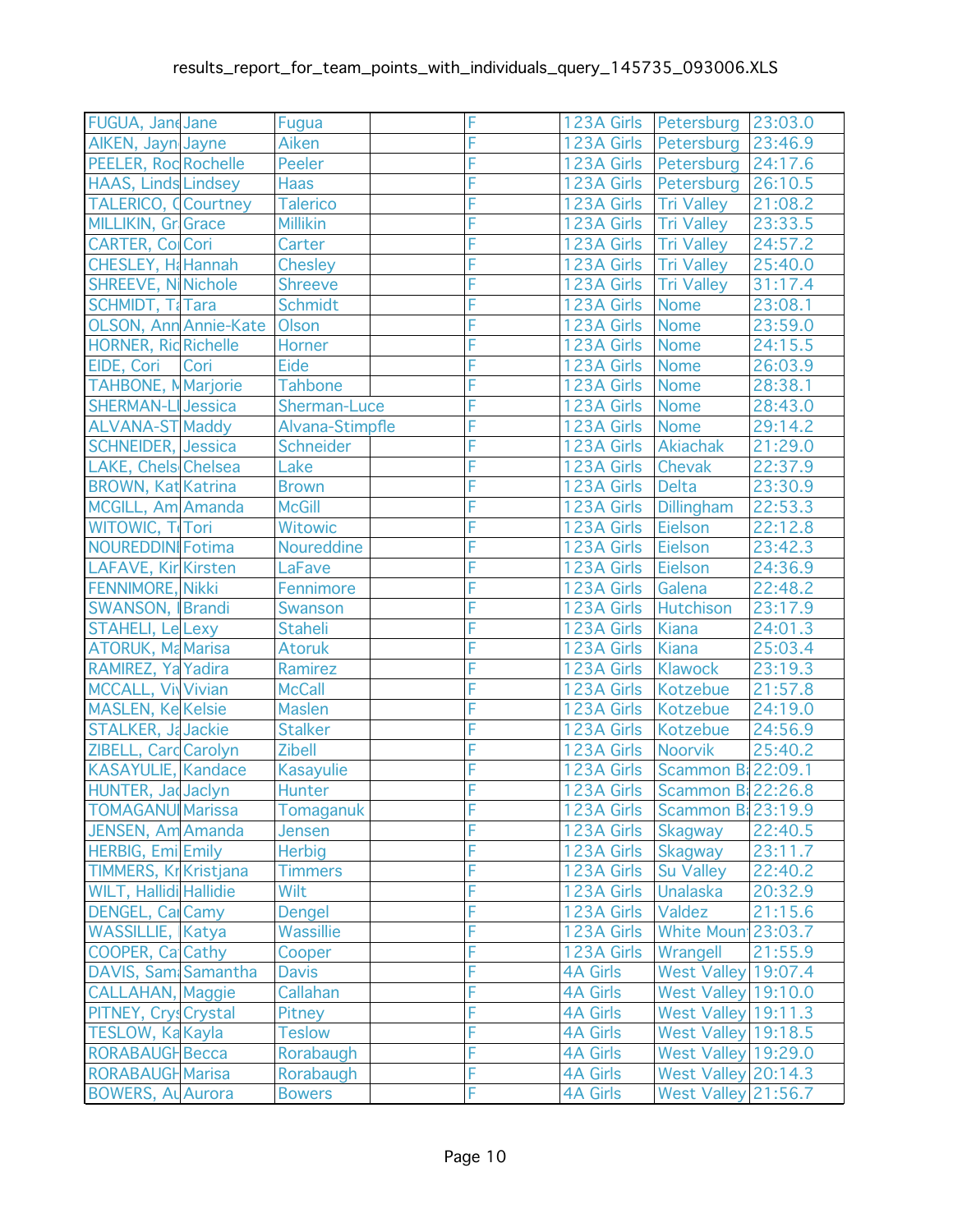| | | | | | | | |
|---|---|---|---|---|---|---|---|
| FUGUA, Jane | Jane | Fugua | | F | 123A Girls | Petersburg | 23:03.0 |
| AIKEN, Jayn | Jayne | Aiken | | F | 123A Girls | Petersburg | 23:46.9 |
| PEELER, Roc | Rochelle | Peeler | | F | 123A Girls | Petersburg | 24:17.6 |
| HAAS, Linds | Lindsey | Haas | | F | 123A Girls | Petersburg | 26:10.5 |
| TALERICO, C | Courtney | Talerico | | F | 123A Girls | Tri Valley | 21:08.2 |
| MILLIKIN, Gr | Grace | Millikin | | F | 123A Girls | Tri Valley | 23:33.5 |
| CARTER, Co | Cori | Carter | | F | 123A Girls | Tri Valley | 24:57.2 |
| CHESLEY, H | Hannah | Chesley | | F | 123A Girls | Tri Valley | 25:40.0 |
| SHREEVE, N | Nichole | Shreeve | | F | 123A Girls | Tri Valley | 31:17.4 |
| SCHMIDT, T | Tara | Schmidt | | F | 123A Girls | Nome | 23:08.1 |
| OLSON, Ann | Annie-Kate | Olson | | F | 123A Girls | Nome | 23:59.0 |
| HORNER, Ric | Richelle | Horner | | F | 123A Girls | Nome | 24:15.5 |
| EIDE, Cori | Cori | Eide | | F | 123A Girls | Nome | 26:03.9 |
| TAHBONE, M | Marjorie | Tahbone | | F | 123A Girls | Nome | 28:38.1 |
| SHERMAN-LU | Jessica | Sherman-Luce | | F | 123A Girls | Nome | 28:43.0 |
| ALVANA-ST | Maddy | Alvana-Stimpfle | | F | 123A Girls | Nome | 29:14.2 |
| SCHNEIDER, | Jessica | Schneider | | F | 123A Girls | Akiachak | 21:29.0 |
| LAKE, Chels | Chelsea | Lake | | F | 123A Girls | Chevak | 22:37.9 |
| BROWN, Kat | Katrina | Brown | | F | 123A Girls | Delta | 23:30.9 |
| MCGILL, Am | Amanda | McGill | | F | 123A Girls | Dillingham | 22:53.3 |
| WITOWIC, T | Tori | Witowic | | F | 123A Girls | Eielson | 22:12.8 |
| NOUREDDINI | Fotima | Noureddine | | F | 123A Girls | Eielson | 23:42.3 |
| LAFAVE, Kir | Kirsten | LaFave | | F | 123A Girls | Eielson | 24:36.9 |
| FENNIMORE, | Nikki | Fennimore | | F | 123A Girls | Galena | 22:48.2 |
| SWANSON, I | Brandi | Swanson | | F | 123A Girls | Hutchison | 23:17.9 |
| STAHELI, Le | Lexy | Staheli | | F | 123A Girls | Kiana | 24:01.3 |
| ATORUK, Ma | Marisa | Atoruk | | F | 123A Girls | Kiana | 25:03.4 |
| RAMIREZ, Ya | Yadira | Ramirez | | F | 123A Girls | Klawock | 23:19.3 |
| MCCALL, Viv | Vivian | McCall | | F | 123A Girls | Kotzebue | 21:57.8 |
| MASLEN, Ke | Kelsie | Maslen | | F | 123A Girls | Kotzebue | 24:19.0 |
| STALKER, Ja | Jackie | Stalker | | F | 123A Girls | Kotzebue | 24:56.9 |
| ZIBELL, Caro | Carolyn | Zibell | | F | 123A Girls | Noorvik | 25:40.2 |
| KASAYULIE, | Kandace | Kasayulie | | F | 123A Girls | Scammon B | 22:09.1 |
| HUNTER, Ja | Jaclyn | Hunter | | F | 123A Girls | Scammon B | 22:26.8 |
| TOMAGANUI | Marissa | Tomaganuk | | F | 123A Girls | Scammon B | 23:19.9 |
| JENSEN, Am | Amanda | Jensen | | F | 123A Girls | Skagway | 22:40.5 |
| HERBIG, Emi | Emily | Herbig | | F | 123A Girls | Skagway | 23:11.7 |
| TIMMERS, Kr | Kristjana | Timmers | | F | 123A Girls | Su Valley | 22:40.2 |
| WILT, Hallidi | Hallidie | Wilt | | F | 123A Girls | Unalaska | 20:32.9 |
| DENGEL, Ca | Camy | Dengel | | F | 123A Girls | Valdez | 21:15.6 |
| WASSILLIE, | Katya | Wassillie | | F | 123A Girls | White Moun | 23:03.7 |
| COOPER, Ca | Cathy | Cooper | | F | 123A Girls | Wrangell | 21:55.9 |
| DAVIS, Sam | Samantha | Davis | | F | 4A Girls | West Valley | 19:07.4 |
| CALLAHAN, | Maggie | Callahan | | F | 4A Girls | West Valley | 19:10.0 |
| PITNEY, Crys | Crystal | Pitney | | F | 4A Girls | West Valley | 19:11.3 |
| TESLOW, Ka | Kayla | Teslow | | F | 4A Girls | West Valley | 19:18.5 |
| RORABAUGH | Becca | Rorabaugh | | F | 4A Girls | West Valley | 19:29.0 |
| RORABAUGH | Marisa | Rorabaugh | | F | 4A Girls | West Valley | 20:14.3 |
| BOWERS, Au | Aurora | Bowers | | F | 4A Girls | West Valley | 21:56.7 |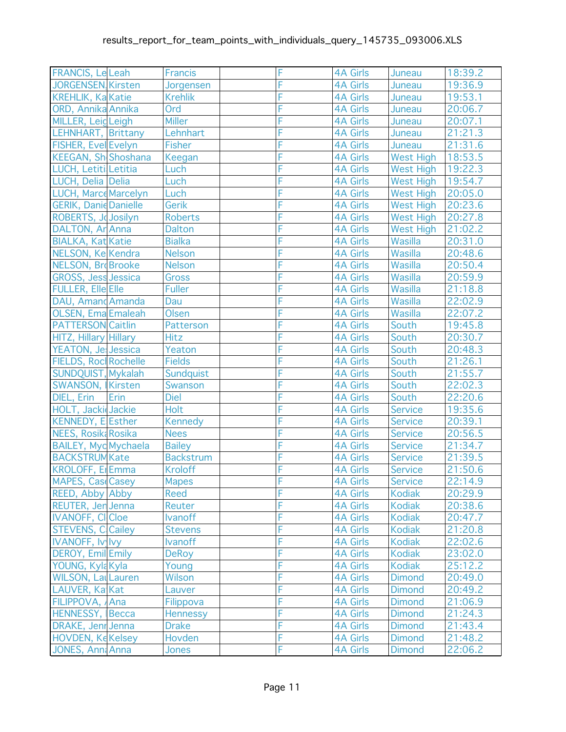| | | | | | | | |
|---|---|---|---|---|---|---|---|
| FRANCIS, Le | Leah | Francis | | F | 4A Girls | Juneau | 18:39.2 |
| JORGENSEN, | Kirsten | Jorgensen | | F | 4A Girls | Juneau | 19:36.9 |
| KREHLIK, Ka | Katie | Krehlik | | F | 4A Girls | Juneau | 19:53.1 |
| ORD, Annika | Annika | Ord | | F | 4A Girls | Juneau | 20:06.7 |
| MILLER, Leig | Leigh | Miller | | F | 4A Girls | Juneau | 20:07.1 |
| LEHNHART, | Brittany | Lehnhart | | F | 4A Girls | Juneau | 21:21.3 |
| FISHER, Evel | Evelyn | Fisher | | F | 4A Girls | Juneau | 21:31.6 |
| KEEGAN, Sh | Shoshana | Keegan | | F | 4A Girls | West High | 18:53.5 |
| LUCH, Letiti | Letitia | Luch | | F | 4A Girls | West High | 19:22.3 |
| LUCH, Delia | Delia | Luch | | F | 4A Girls | West High | 19:54.7 |
| LUCH, Marce | Marcelyn | Luch | | F | 4A Girls | West High | 20:05.0 |
| GERIK, Danie | Danielle | Gerik | | F | 4A Girls | West High | 20:23.6 |
| ROBERTS, Jo | Josilyn | Roberts | | F | 4A Girls | West High | 20:27.8 |
| DALTON, Ar | Anna | Dalton | | F | 4A Girls | West High | 21:02.2 |
| BIALKA, Kat | Katie | Bialka | | F | 4A Girls | Wasilla | 20:31.0 |
| NELSON, Ke | Kendra | Nelson | | F | 4A Girls | Wasilla | 20:48.6 |
| NELSON, Bro | Brooke | Nelson | | F | 4A Girls | Wasilla | 20:50.4 |
| GROSS, Jess | Jessica | Gross | | F | 4A Girls | Wasilla | 20:59.9 |
| FULLER, Elle | Elle | Fuller | | F | 4A Girls | Wasilla | 21:18.8 |
| DAU, Amanc | Amanda | Dau | | F | 4A Girls | Wasilla | 22:02.9 |
| OLSEN, Ema | Emaleah | Olsen | | F | 4A Girls | Wasilla | 22:07.2 |
| PATTERSON | Caitlin | Patterson | | F | 4A Girls | South | 19:45.8 |
| HITZ, Hillary | Hillary | Hitz | | F | 4A Girls | South | 20:30.7 |
| YEATON, Je | Jessica | Yeaton | | F | 4A Girls | South | 20:48.3 |
| FIELDS, Roc | Rochelle | Fields | | F | 4A Girls | South | 21:26.1 |
| SUNDQUIST, | Mykalah | Sundquist | | F | 4A Girls | South | 21:55.7 |
| SWANSON, | Kirsten | Swanson | | F | 4A Girls | South | 22:02.3 |
| DIEL, Erin | Erin | Diel | | F | 4A Girls | South | 22:20.6 |
| HOLT, Jacki | Jackie | Holt | | F | 4A Girls | Service | 19:35.6 |
| KENNEDY, E | Esther | Kennedy | | F | 4A Girls | Service | 20:39.1 |
| NEES, Rosika | Rosika | Nees | | F | 4A Girls | Service | 20:56.5 |
| BAILEY, Myc | Mychaela | Bailey | | F | 4A Girls | Service | 21:34.7 |
| BACKSTRUM | Kate | Backstrum | | F | 4A Girls | Service | 21:39.5 |
| KROLOFF, Er | Emma | Kroloff | | F | 4A Girls | Service | 21:50.6 |
| MAPES, Case | Casey | Mapes | | F | 4A Girls | Service | 22:14.9 |
| REED, Abby | Abby | Reed | | F | 4A Girls | Kodiak | 20:29.9 |
| REUTER, Jen | Jenna | Reuter | | F | 4A Girls | Kodiak | 20:38.6 |
| IVANOFF, Cl | Cloe | Ivanoff | | F | 4A Girls | Kodiak | 20:47.7 |
| STEVENS, C | Cailey | Stevens | | F | 4A Girls | Kodiak | 21:20.8 |
| IVANOFF, Iv | Ivy | Ivanoff | | F | 4A Girls | Kodiak | 22:02.6 |
| DEROY, Emil | Emily | DeRoy | | F | 4A Girls | Kodiak | 23:02.0 |
| YOUNG, Kyla | Kyla | Young | | F | 4A Girls | Kodiak | 25:12.2 |
| WILSON, Lau | Lauren | Wilson | | F | 4A Girls | Dimond | 20:49.0 |
| LAUVER, Ka | Kat | Lauver | | F | 4A Girls | Dimond | 20:49.2 |
| FILIPPOVA, | Ana | Filippova | | F | 4A Girls | Dimond | 21:06.9 |
| HENNESSY, | Becca | Hennessy | | F | 4A Girls | Dimond | 21:24.3 |
| DRAKE, Jenn | Jenna | Drake | | F | 4A Girls | Dimond | 21:43.4 |
| HOVDEN, Ke | Kelsey | Hovden | | F | 4A Girls | Dimond | 21:48.2 |
| JONES, Anna | Anna | Jones | | F | 4A Girls | Dimond | 22:06.2 |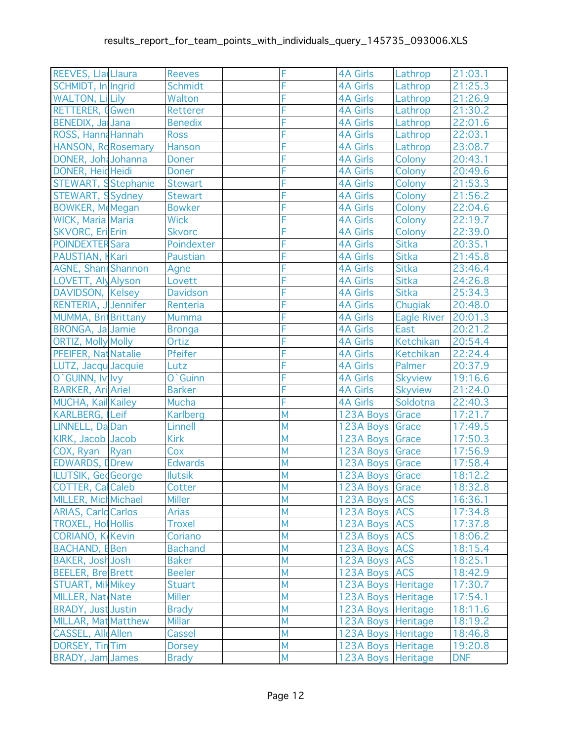| | | | | | | | |
|---|---|---|---|---|---|---|---|
| REEVES, Lla | Llaura | Reeves | | F | 4A Girls | Lathrop | 21:03.1 |
| SCHMIDT, In | Ingrid | Schmidt | | F | 4A Girls | Lathrop | 21:25.3 |
| WALTON, Li | Lily | Walton | | F | 4A Girls | Lathrop | 21:26.9 |
| RETTERER, ( | Gwen | Retterer | | F | 4A Girls | Lathrop | 21:30.2 |
| BENEDIX, Ja | Jana | Benedix | | F | 4A Girls | Lathrop | 22:01.6 |
| ROSS, Hanna | Hannah | Ross | | F | 4A Girls | Lathrop | 22:03.1 |
| HANSON, Ro | Rosemary | Hanson | | F | 4A Girls | Lathrop | 23:08.7 |
| DONER, Joh | Johanna | Doner | | F | 4A Girls | Colony | 20:43.1 |
| DONER, Heid | Heidi | Doner | | F | 4A Girls | Colony | 20:49.6 |
| STEWART, S | Stephanie | Stewart | | F | 4A Girls | Colony | 21:53.3 |
| STEWART, S | Sydney | Stewart | | F | 4A Girls | Colony | 21:56.2 |
| BOWKER, Me | Megan | Bowker | | F | 4A Girls | Colony | 22:04.6 |
| WICK, Maria | Maria | Wick | | F | 4A Girls | Colony | 22:19.7 |
| SKVORC, Eri | Erin | Skvorc | | F | 4A Girls | Colony | 22:39.0 |
| POINDEXTER | Sara | Poindexter | | F | 4A Girls | Sitka | 20:35.1 |
| PAUSTIAN, K | Kari | Paustian | | F | 4A Girls | Sitka | 21:45.8 |
| AGNE, Shan | Shannon | Agne | | F | 4A Girls | Sitka | 23:46.4 |
| LOVETT, Aly | Alyson | Lovett | | F | 4A Girls | Sitka | 24:26.8 |
| DAVIDSON, | Kelsey | Davidson | | F | 4A Girls | Sitka | 25:34.3 |
| RENTERIA, J | Jennifer | Renteria | | F | 4A Girls | Chugiak | 20:48.0 |
| MUMMA, Bri | Brittany | Mumma | | F | 4A Girls | Eagle River | 20:01.3 |
| BRONGA, Ja | Jamie | Bronga | | F | 4A Girls | East | 20:21.2 |
| ORTIZ, Molly | Molly | Ortiz | | F | 4A Girls | Ketchikan | 20:54.4 |
| PFEIFER, Nat | Natalie | Pfeifer | | F | 4A Girls | Ketchikan | 22:24.4 |
| LUTZ, Jacqu | Jacquie | Lutz | | F | 4A Girls | Palmer | 20:37.9 |
| O`GUINN, Iv | Ivy | O`Guinn | | F | 4A Girls | Skyview | 19:16.6 |
| BARKER, Ari | Ariel | Barker | | F | 4A Girls | Skyview | 21:24.0 |
| MUCHA, Kail | Kailey | Mucha | | F | 4A Girls | Soldotna | 22:40.3 |
| KARLBERG, L | Leif | Karlberg | | M | 123A Boys | Grace | 17:21.7 |
| LINNELL, Da | Dan | Linnell | | M | 123A Boys | Grace | 17:49.5 |
| KIRK, Jacob | Jacob | Kirk | | M | 123A Boys | Grace | 17:50.3 |
| COX, Ryan | Ryan | Cox | | M | 123A Boys | Grace | 17:56.9 |
| EDWARDS, D | Drew | Edwards | | M | 123A Boys | Grace | 17:58.4 |
| ILUTSIK, Ge | George | Ilutsik | | M | 123A Boys | Grace | 18:12.2 |
| COTTER, Cal | Caleb | Cotter | | M | 123A Boys | Grace | 18:32.8 |
| MILLER, Mic | Michael | Miller | | M | 123A Boys | ACS | 16:36.1 |
| ARIAS, Carlo | Carlos | Arias | | M | 123A Boys | ACS | 17:34.8 |
| TROXEL, Hol | Hollis | Troxel | | M | 123A Boys | ACS | 17:37.8 |
| CORIANO, K | Kevin | Coriano | | M | 123A Boys | ACS | 18:06.2 |
| BACHAND, B | Ben | Bachand | | M | 123A Boys | ACS | 18:15.4 |
| BAKER, Josh | Josh | Baker | | M | 123A Boys | ACS | 18:25.1 |
| BEELER, Bre | Brett | Beeler | | M | 123A Boys | ACS | 18:42.9 |
| STUART, Mik | Mikey | Stuart | | M | 123A Boys | Heritage | 17:30.7 |
| MILLER, Nat | Nate | Miller | | M | 123A Boys | Heritage | 17:54.1 |
| BRADY, Just | Justin | Brady | | M | 123A Boys | Heritage | 18:11.6 |
| MILLAR, Mat | Matthew | Millar | | M | 123A Boys | Heritage | 18:19.2 |
| CASSEL, Alle | Allen | Cassel | | M | 123A Boys | Heritage | 18:46.8 |
| DORSEY, Tin | Tim | Dorsey | | M | 123A Boys | Heritage | 19:20.8 |
| BRADY, Jam | James | Brady | | M | 123A Boys | Heritage | DNF |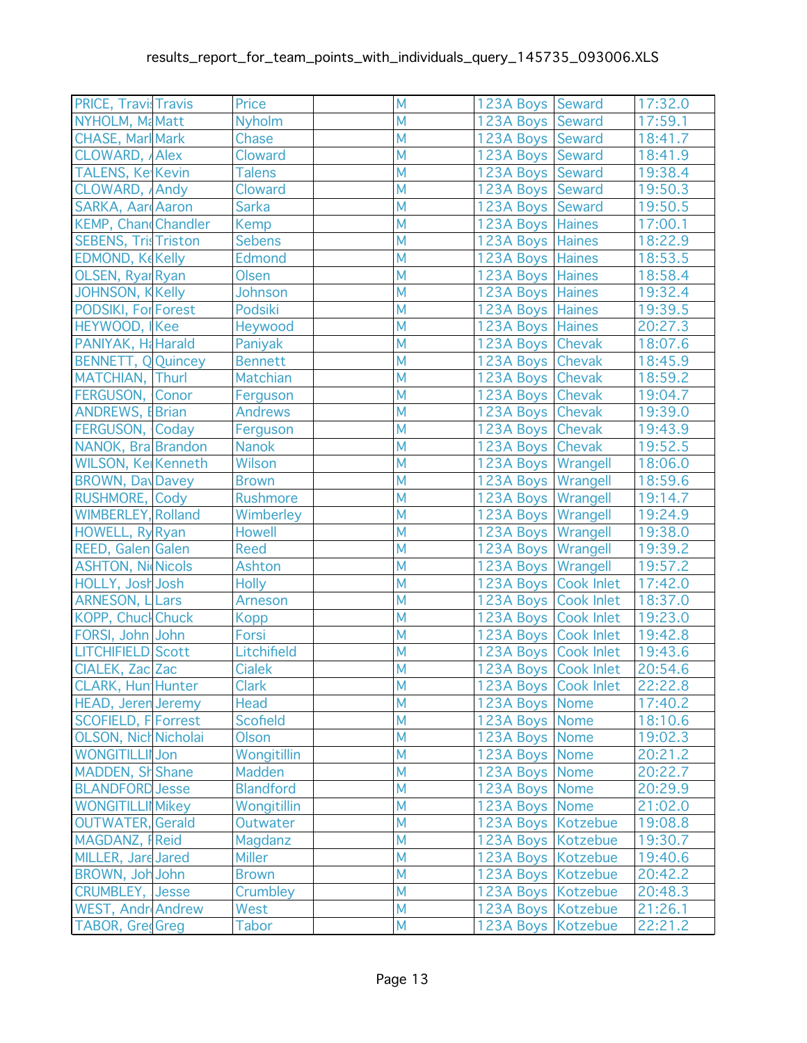| | | | | | | | |
|---|---|---|---|---|---|---|---|
| PRICE, Travi | Travis | Price | | M | 123A Boys | Seward | 17:32.0 |
| NYHOLM, Ma | Matt | Nyholm | | M | 123A Boys | Seward | 17:59.1 |
| CHASE, Marl | Mark | Chase | | M | 123A Boys | Seward | 18:41.7 |
| CLOWARD, / | Alex | Cloward | | M | 123A Boys | Seward | 18:41.9 |
| TALENS, Ke | Kevin | Talens | | M | 123A Boys | Seward | 19:38.4 |
| CLOWARD, / | Andy | Cloward | | M | 123A Boys | Seward | 19:50.3 |
| SARKA, Aar | Aaron | Sarka | | M | 123A Boys | Seward | 19:50.5 |
| KEMP, Chan | Chandler | Kemp | | M | 123A Boys | Haines | 17:00.1 |
| SEBENS, Tri | Triston | Sebens | | M | 123A Boys | Haines | 18:22.9 |
| EDMOND, Ke | Kelly | Edmond | | M | 123A Boys | Haines | 18:53.5 |
| OLSEN, Ryar | Ryan | Olsen | | M | 123A Boys | Haines | 18:58.4 |
| JOHNSON, K | Kelly | Johnson | | M | 123A Boys | Haines | 19:32.4 |
| PODSIKI, For | Forest | Podsiki | | M | 123A Boys | Haines | 19:39.5 |
| HEYWOOD, I | Kee | Heywood | | M | 123A Boys | Haines | 20:27.3 |
| PANIYAK, Ha | Harald | Paniyak | | M | 123A Boys | Chevak | 18:07.6 |
| BENNETT, Q | Quincey | Bennett | | M | 123A Boys | Chevak | 18:45.9 |
| MATCHIAN, | Thurl | Matchian | | M | 123A Boys | Chevak | 18:59.2 |
| FERGUSON, | Conor | Ferguson | | M | 123A Boys | Chevak | 19:04.7 |
| ANDREWS, E | Brian | Andrews | | M | 123A Boys | Chevak | 19:39.0 |
| FERGUSON, | Coday | Ferguson | | M | 123A Boys | Chevak | 19:43.9 |
| NANOK, Bra | Brandon | Nanok | | M | 123A Boys | Chevak | 19:52.5 |
| WILSON, Ke | Kenneth | Wilson | | M | 123A Boys | Wrangell | 18:06.0 |
| BROWN, Dav | Davey | Brown | | M | 123A Boys | Wrangell | 18:59.6 |
| RUSHMORE, | Cody | Rushmore | | M | 123A Boys | Wrangell | 19:14.7 |
| WIMBERLEY, | Rolland | Wimberley | | M | 123A Boys | Wrangell | 19:24.9 |
| HOWELL, Ry | Ryan | Howell | | M | 123A Boys | Wrangell | 19:38.0 |
| REED, Galen | Galen | Reed | | M | 123A Boys | Wrangell | 19:39.2 |
| ASHTON, Ni | Nicols | Ashton | | M | 123A Boys | Wrangell | 19:57.2 |
| HOLLY, Josh | Josh | Holly | | M | 123A Boys | Cook Inlet | 17:42.0 |
| ARNESON, L | Lars | Arneson | | M | 123A Boys | Cook Inlet | 18:37.0 |
| KOPP, Chuck | Chuck | Kopp | | M | 123A Boys | Cook Inlet | 19:23.0 |
| FORSI, John | John | Forsi | | M | 123A Boys | Cook Inlet | 19:42.8 |
| LITCHIFIELD | Scott | Litchfield | | M | 123A Boys | Cook Inlet | 19:43.6 |
| CIALEK, Zac | Zac | Cialek | | M | 123A Boys | Cook Inlet | 20:54.6 |
| CLARK, Hun | Hunter | Clark | | M | 123A Boys | Cook Inlet | 22:22.8 |
| HEAD, Jeren | Jeremy | Head | | M | 123A Boys | Nome | 17:40.2 |
| SCOFIELD, F | Forrest | Scofield | | M | 123A Boys | Nome | 18:10.6 |
| OLSON, Nich | Nicholai | Olson | | M | 123A Boys | Nome | 19:02.3 |
| WONGITILLII | Jon | Wongitillin | | M | 123A Boys | Nome | 20:21.2 |
| MADDEN, Sh | Shane | Madden | | M | 123A Boys | Nome | 20:22.7 |
| BLANDFORD | Jesse | Blandford | | M | 123A Boys | Nome | 20:29.9 |
| WONGITILLII | Mikey | Wongitillin | | M | 123A Boys | Nome | 21:02.0 |
| OUTWATER, | Gerald | Outwater | | M | 123A Boys | Kotzebue | 19:08.8 |
| MAGDANZ, F | Reid | Magdanz | | M | 123A Boys | Kotzebue | 19:30.7 |
| MILLER, Jare | Jared | Miller | | M | 123A Boys | Kotzebue | 19:40.6 |
| BROWN, Joh | John | Brown | | M | 123A Boys | Kotzebue | 20:42.2 |
| CRUMBLEY, | Jesse | Crumbley | | M | 123A Boys | Kotzebue | 20:48.3 |
| WEST, Andr | Andrew | West | | M | 123A Boys | Kotzebue | 21:26.1 |
| TABOR, Gre | Greg | Tabor | | M | 123A Boys | Kotzebue | 22:21.2 |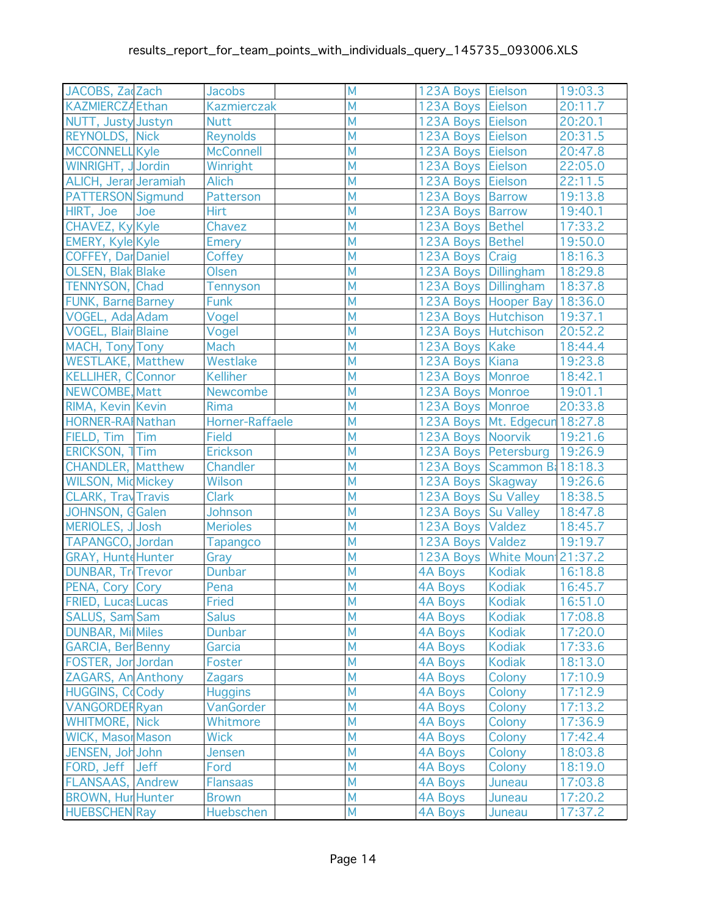| | | | | | | | |
|---|---|---|---|---|---|---|---|
| JACOBS, Zac | Zach | Jacobs | | M | 123A Boys | Eielson | 19:03.3 |
| KAZMIERCZA | Ethan | Kazmierczak | | M | 123A Boys | Eielson | 20:11.7 |
| NUTT, Justy | Justyn | Nutt | | M | 123A Boys | Eielson | 20:20.1 |
| REYNOLDS, | Nick | Reynolds | | M | 123A Boys | Eielson | 20:31.5 |
| MCCONNELL | Kyle | McConnell | | M | 123A Boys | Eielson | 20:47.8 |
| WINRIGHT, J | Jordin | Winright | | M | 123A Boys | Eielson | 22:05.0 |
| ALICH, Jerar | Jeramiah | Alich | | M | 123A Boys | Eielson | 22:11.5 |
| PATTERSON | Sigmund | Patterson | | M | 123A Boys | Barrow | 19:13.8 |
| HIRT, Joe | Joe | Hirt | | M | 123A Boys | Barrow | 19:40.1 |
| CHAVEZ, Ky | Kyle | Chavez | | M | 123A Boys | Bethel | 17:33.2 |
| EMERY, Kyle | Kyle | Emery | | M | 123A Boys | Bethel | 19:50.0 |
| COFFEY, Dar | Daniel | Coffey | | M | 123A Boys | Craig | 18:16.3 |
| OLSEN, Blak | Blake | Olsen | | M | 123A Boys | Dillingham | 18:29.8 |
| TENNYSON, | Chad | Tennyson | | M | 123A Boys | Dillingham | 18:37.8 |
| FUNK, Barne | Barney | Funk | | M | 123A Boys | Hooper Bay | 18:36.0 |
| VOGEL, Ada | Adam | Vogel | | M | 123A Boys | Hutchison | 19:37.1 |
| VOGEL, Blai | Blaine | Vogel | | M | 123A Boys | Hutchison | 20:52.2 |
| MACH, Tony | Tony | Mach | | M | 123A Boys | Kake | 18:44.4 |
| WESTLAKE, | Matthew | Westlake | | M | 123A Boys | Kiana | 19:23.8 |
| KELLIHER, C | Connor | Kelliher | | M | 123A Boys | Monroe | 18:42.1 |
| NEWCOMBE, | Matt | Newcombe | | M | 123A Boys | Monroe | 19:01.1 |
| RIMA, Kevin | Kevin | Rima | | M | 123A Boys | Monroe | 20:33.8 |
| HORNER-RAI | Nathan | Horner-Raffaele | | M | 123A Boys | Mt. Edgecun | 18:27.8 |
| FIELD, Tim | Tim | Field | | M | 123A Boys | Noorvik | 19:21.6 |
| ERICKSON, T | Tim | Erickson | | M | 123A Boys | Petersburg | 19:26.9 |
| CHANDLER, | Matthew | Chandler | | M | 123A Boys | Scammon B | 18:18.3 |
| WILSON, Mic | Mickey | Wilson | | M | 123A Boys | Skagway | 19:26.6 |
| CLARK, Trav | Travis | Clark | | M | 123A Boys | Su Valley | 18:38.5 |
| JOHNSON, G | Galen | Johnson | | M | 123A Boys | Su Valley | 18:47.8 |
| MERIOLES, J | Josh | Merioles | | M | 123A Boys | Valdez | 18:45.7 |
| TAPANGCO, | Jordan | Tapangco | | M | 123A Boys | Valdez | 19:19.7 |
| GRAY, Hunte | Hunter | Gray | | M | 123A Boys | White Moun | 21:37.2 |
| DUNBAR, Tr | Trevor | Dunbar | | M | 4A Boys | Kodiak | 16:18.8 |
| PENA, Cory | Cory | Pena | | M | 4A Boys | Kodiak | 16:45.7 |
| FRIED, Lucas | Lucas | Fried | | M | 4A Boys | Kodiak | 16:51.0 |
| SALUS, Sam | Sam | Salus | | M | 4A Boys | Kodiak | 17:08.8 |
| DUNBAR, Mil | Miles | Dunbar | | M | 4A Boys | Kodiak | 17:20.0 |
| GARCIA, Ber | Benny | Garcia | | M | 4A Boys | Kodiak | 17:33.6 |
| FOSTER, Jor | Jordan | Foster | | M | 4A Boys | Kodiak | 18:13.0 |
| ZAGARS, An | Anthony | Zagars | | M | 4A Boys | Colony | 17:10.9 |
| HUGGINS, C | Cody | Huggins | | M | 4A Boys | Colony | 17:12.9 |
| VANGORDEF | Ryan | VanGorder | | M | 4A Boys | Colony | 17:13.2 |
| WHITMORE, | Nick | Whitmore | | M | 4A Boys | Colony | 17:36.9 |
| WICK, Masor | Mason | Wick | | M | 4A Boys | Colony | 17:42.4 |
| JENSEN, Joh | John | Jensen | | M | 4A Boys | Colony | 18:03.8 |
| FORD, Jeff | Jeff | Ford | | M | 4A Boys | Colony | 18:19.0 |
| FLANSAAS, | Andrew | Flansaas | | M | 4A Boys | Juneau | 17:03.8 |
| BROWN, Hur | Hunter | Brown | | M | 4A Boys | Juneau | 17:20.2 |
| HUEBSCHEN | Ray | Huebschen | | M | 4A Boys | Juneau | 17:37.2 |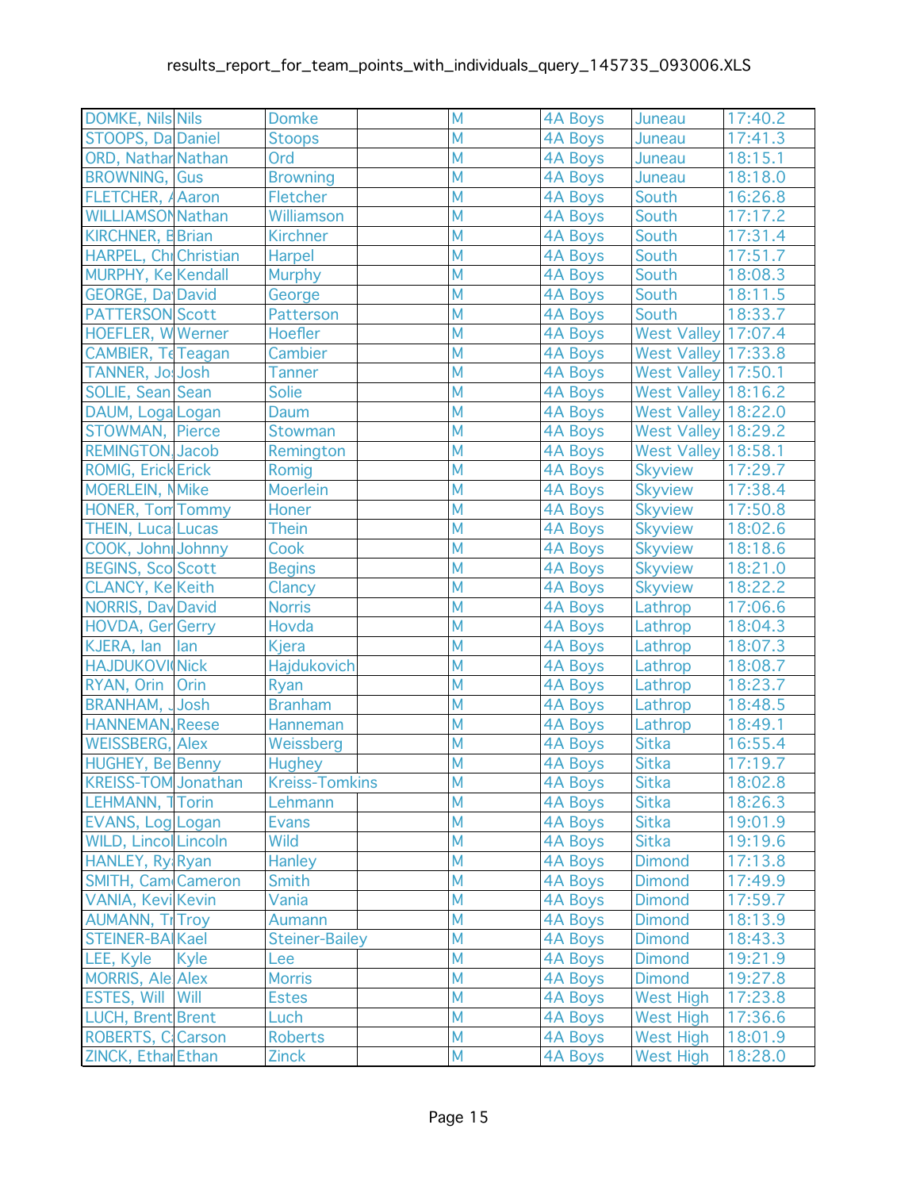| | | | | | | | |
|---|---|---|---|---|---|---|---|
| DOMKE, Nils | Nils | Domke | | M | 4A Boys | Juneau | 17:40.2 |
| STOOPS, Da | Daniel | Stoops | | M | 4A Boys | Juneau | 17:41.3 |
| ORD, Nathar | Nathan | Ord | | M | 4A Boys | Juneau | 18:15.1 |
| BROWNING, | Gus | Browning | | M | 4A Boys | Juneau | 18:18.0 |
| FLETCHER, / | Aaron | Fletcher | | M | 4A Boys | South | 16:26.8 |
| WILLIAMSON | Nathan | Williamson | | M | 4A Boys | South | 17:17.2 |
| KIRCHNER, E | Brian | Kirchner | | M | 4A Boys | South | 17:31.4 |
| HARPEL, Chi | Christian | Harpel | | M | 4A Boys | South | 17:51.7 |
| MURPHY, Ke | Kendall | Murphy | | M | 4A Boys | South | 18:08.3 |
| GEORGE, Da | David | George | | M | 4A Boys | South | 18:11.5 |
| PATTERSON | Scott | Patterson | | M | 4A Boys | South | 18:33.7 |
| HOEFLER, W | Werner | Hoefler | | M | 4A Boys | West Valley | 17:07.4 |
| CAMBIER, Te | Teagan | Cambier | | M | 4A Boys | West Valley | 17:33.8 |
| TANNER, Jo | Josh | Tanner | | M | 4A Boys | West Valley | 17:50.1 |
| SOLIE, Sean | Sean | Solie | | M | 4A Boys | West Valley | 18:16.2 |
| DAUM, Loga | Logan | Daum | | M | 4A Boys | West Valley | 18:22.0 |
| STOWMAN, | Pierce | Stowman | | M | 4A Boys | West Valley | 18:29.2 |
| REMINGTON | Jacob | Remington | | M | 4A Boys | West Valley | 18:58.1 |
| ROMIG, Erick | Erick | Romig | | M | 4A Boys | Skyview | 17:29.7 |
| MOERLEIN, M | Mike | Moerlein | | M | 4A Boys | Skyview | 17:38.4 |
| HONER, Tom | Tommy | Honer | | M | 4A Boys | Skyview | 17:50.8 |
| THEIN, Luca | Lucas | Thein | | M | 4A Boys | Skyview | 18:02.6 |
| COOK, Johni | Johnny | Cook | | M | 4A Boys | Skyview | 18:18.6 |
| BEGINS, Sco | Scott | Begins | | M | 4A Boys | Skyview | 18:21.0 |
| CLANCY, Ke | Keith | Clancy | | M | 4A Boys | Skyview | 18:22.2 |
| NORRIS, Dav | David | Norris | | M | 4A Boys | Lathrop | 17:06.6 |
| HOVDA, Ger | Gerry | Hovda | | M | 4A Boys | Lathrop | 18:04.3 |
| KJERA, Ian | Ian | Kjera | | M | 4A Boys | Lathrop | 18:07.3 |
| HAJDUKOVI | Nick | Hajdukovich | | M | 4A Boys | Lathrop | 18:08.7 |
| RYAN, Orin | Orin | Ryan | | M | 4A Boys | Lathrop | 18:23.7 |
| BRANHAM, . | Josh | Branham | | M | 4A Boys | Lathrop | 18:48.5 |
| HANNEMAN, | Reese | Hanneman | | M | 4A Boys | Lathrop | 18:49.1 |
| WEISSBERG, | Alex | Weissberg | | M | 4A Boys | Sitka | 16:55.4 |
| HUGHEY, Be | Benny | Hughey | | M | 4A Boys | Sitka | 17:19.7 |
| KREISS-TOM | Jonathan | Kreiss-Tomkins | | M | 4A Boys | Sitka | 18:02.8 |
| LEHMANN, T | Torin | Lehmann | | M | 4A Boys | Sitka | 18:26.3 |
| EVANS, Log | Logan | Evans | | M | 4A Boys | Sitka | 19:01.9 |
| WILD, Lincol | Lincoln | Wild | | M | 4A Boys | Sitka | 19:19.6 |
| HANLEY, Ry | Ryan | Hanley | | M | 4A Boys | Dimond | 17:13.8 |
| SMITH, Cam | Cameron | Smith | | M | 4A Boys | Dimond | 17:49.9 |
| VANIA, Kevi | Kevin | Vania | | M | 4A Boys | Dimond | 17:59.7 |
| AUMANN, Tr | Troy | Aumann | | M | 4A Boys | Dimond | 18:13.9 |
| STEINER-BA | Kael | Steiner-Bailey | | M | 4A Boys | Dimond | 18:43.3 |
| LEE, Kyle | Kyle | Lee | | M | 4A Boys | Dimond | 19:21.9 |
| MORRIS, Ale | Alex | Morris | | M | 4A Boys | Dimond | 19:27.8 |
| ESTES, Will | Will | Estes | | M | 4A Boys | West High | 17:23.8 |
| LUCH, Brent | Brent | Luch | | M | 4A Boys | West High | 17:36.6 |
| ROBERTS, C | Carson | Roberts | | M | 4A Boys | West High | 18:01.9 |
| ZINCK, Ethai | Ethan | Zinck | | M | 4A Boys | West High | 18:28.0 |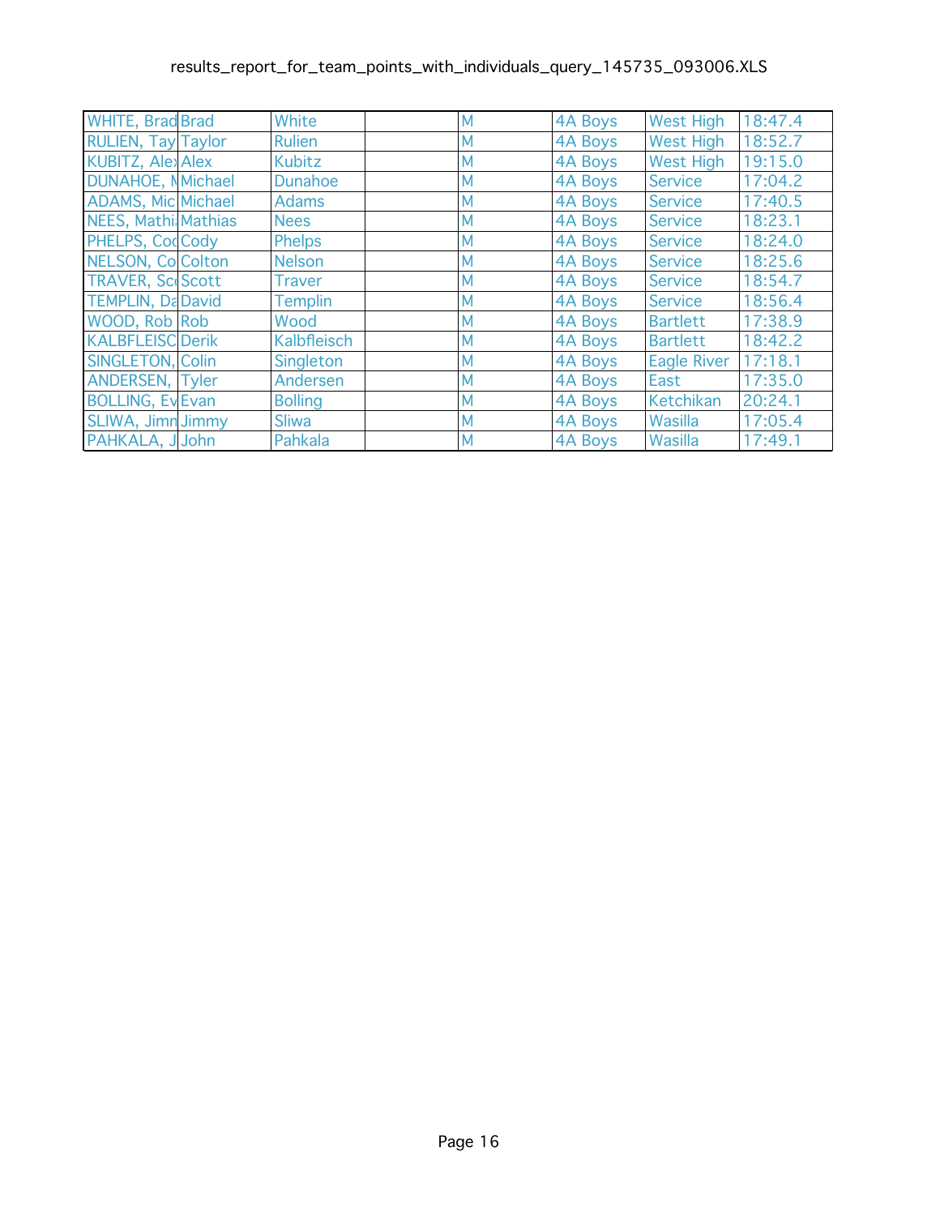| | | | | | | | |
|---|---|---|---|---|---|---|---|
| WHITE, Brad | Brad | White | | M | 4A Boys | West High | 18:47.4 |
| RULIEN, Tay | Taylor | Rulien | | M | 4A Boys | West High | 18:52.7 |
| KUBITZ, Alex | Alex | Kubitz | | M | 4A Boys | West High | 19:15.0 |
| DUNAHOE, M | Michael | Dunahoe | | M | 4A Boys | Service | 17:04.2 |
| ADAMS, Mic | Michael | Adams | | M | 4A Boys | Service | 17:40.5 |
| NEES, Mathi | Mathias | Nees | | M | 4A Boys | Service | 18:23.1 |
| PHELPS, Coc | Cody | Phelps | | M | 4A Boys | Service | 18:24.0 |
| NELSON, Co | Colton | Nelson | | M | 4A Boys | Service | 18:25.6 |
| TRAVER, Sc | Scott | Traver | | M | 4A Boys | Service | 18:54.7 |
| TEMPLIN, Da | David | Templin | | M | 4A Boys | Service | 18:56.4 |
| WOOD, Rob | Rob | Wood | | M | 4A Boys | Bartlett | 17:38.9 |
| KALBFLEISC | Derik | Kalbfleisch | | M | 4A Boys | Bartlett | 18:42.2 |
| SINGLETON, | Colin | Singleton | | M | 4A Boys | Eagle River | 17:18.1 |
| ANDERSEN, | Tyler | Andersen | | M | 4A Boys | East | 17:35.0 |
| BOLLING, Ev | Evan | Bolling | | M | 4A Boys | Ketchikan | 20:24.1 |
| SLIWA, Jimn | Jimmy | Sliwa | | M | 4A Boys | Wasilla | 17:05.4 |
| PAHKALA, J | John | Pahkala | | M | 4A Boys | Wasilla | 17:49.1 |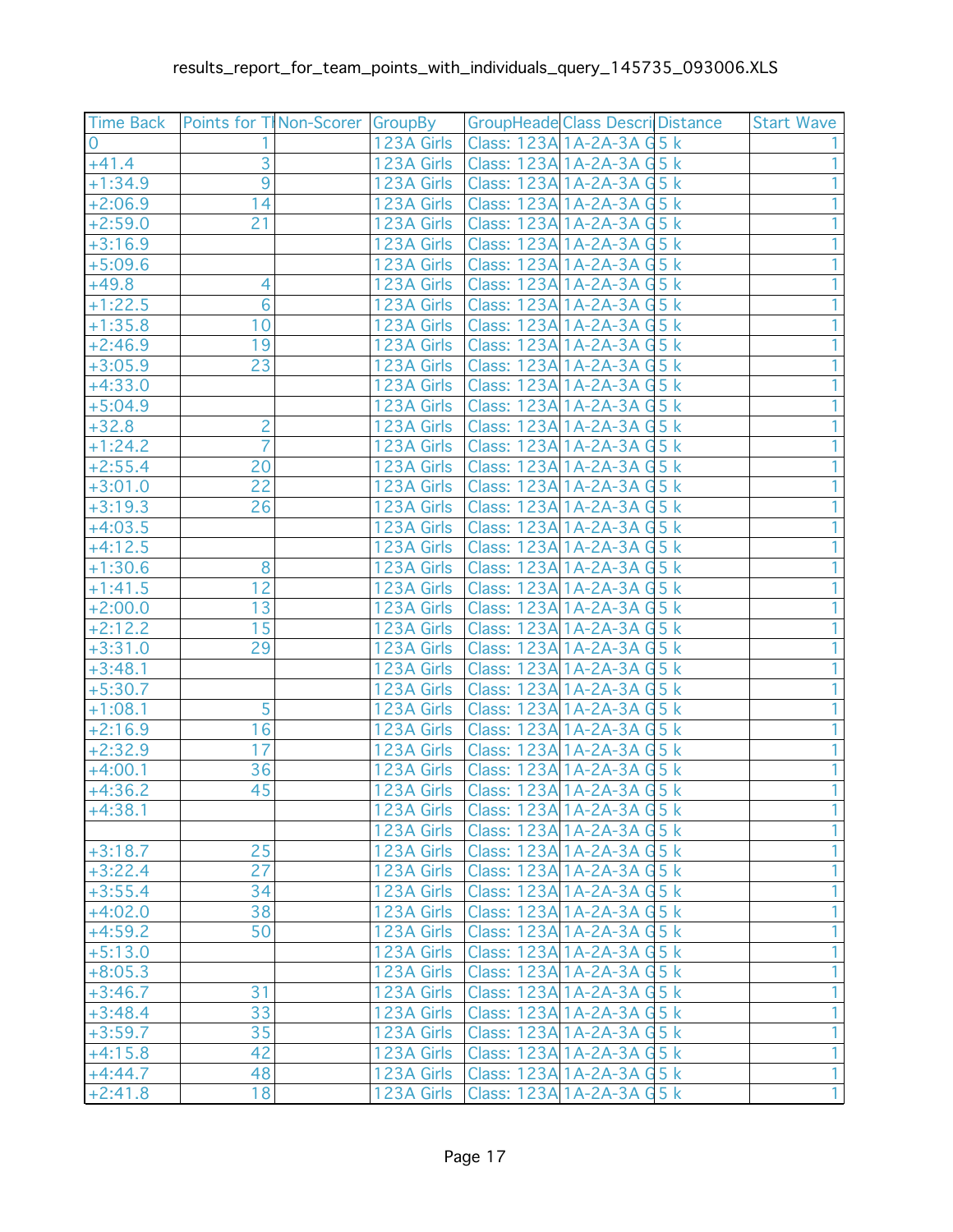results_report_for_team_points_with_individuals_query_145735_093006.XLS

| Time Back | Points for Tl | Non-Scorer | GroupBy | GroupHeade | Class Descri | Distance | Start Wave |
|---|---|---|---|---|---|---|---|
| 0 | 1 | | 123A Girls | Class: 123A | 1A-2A-3A G | 5 k | 1 |
| +41.4 | 3 | | 123A Girls | Class: 123A | 1A-2A-3A G | 5 k | 1 |
| +1:34.9 | 9 | | 123A Girls | Class: 123A | 1A-2A-3A G | 5 k | 1 |
| +2:06.9 | 14 | | 123A Girls | Class: 123A | 1A-2A-3A G | 5 k | 1 |
| +2:59.0 | 21 | | 123A Girls | Class: 123A | 1A-2A-3A G | 5 k | 1 |
| +3:16.9 | | | 123A Girls | Class: 123A | 1A-2A-3A G | 5 k | 1 |
| +5:09.6 | | | 123A Girls | Class: 123A | 1A-2A-3A G | 5 k | 1 |
| +49.8 | 4 | | 123A Girls | Class: 123A | 1A-2A-3A G | 5 k | 1 |
| +1:22.5 | 6 | | 123A Girls | Class: 123A | 1A-2A-3A G | 5 k | 1 |
| +1:35.8 | 10 | | 123A Girls | Class: 123A | 1A-2A-3A G | 5 k | 1 |
| +2:46.9 | 19 | | 123A Girls | Class: 123A | 1A-2A-3A G | 5 k | 1 |
| +3:05.9 | 23 | | 123A Girls | Class: 123A | 1A-2A-3A G | 5 k | 1 |
| +4:33.0 | | | 123A Girls | Class: 123A | 1A-2A-3A G | 5 k | 1 |
| +5:04.9 | | | 123A Girls | Class: 123A | 1A-2A-3A G | 5 k | 1 |
| +32.8 | 2 | | 123A Girls | Class: 123A | 1A-2A-3A G | 5 k | 1 |
| +1:24.2 | 7 | | 123A Girls | Class: 123A | 1A-2A-3A G | 5 k | 1 |
| +2:55.4 | 20 | | 123A Girls | Class: 123A | 1A-2A-3A G | 5 k | 1 |
| +3:01.0 | 22 | | 123A Girls | Class: 123A | 1A-2A-3A G | 5 k | 1 |
| +3:19.3 | 26 | | 123A Girls | Class: 123A | 1A-2A-3A G | 5 k | 1 |
| +4:03.5 | | | 123A Girls | Class: 123A | 1A-2A-3A G | 5 k | 1 |
| +4:12.5 | | | 123A Girls | Class: 123A | 1A-2A-3A G | 5 k | 1 |
| +1:30.6 | 8 | | 123A Girls | Class: 123A | 1A-2A-3A G | 5 k | 1 |
| +1:41.5 | 12 | | 123A Girls | Class: 123A | 1A-2A-3A G | 5 k | 1 |
| +2:00.0 | 13 | | 123A Girls | Class: 123A | 1A-2A-3A G | 5 k | 1 |
| +2:12.2 | 15 | | 123A Girls | Class: 123A | 1A-2A-3A G | 5 k | 1 |
| +3:31.0 | 29 | | 123A Girls | Class: 123A | 1A-2A-3A G | 5 k | 1 |
| +3:48.1 | | | 123A Girls | Class: 123A | 1A-2A-3A G | 5 k | 1 |
| +5:30.7 | | | 123A Girls | Class: 123A | 1A-2A-3A G | 5 k | 1 |
| +1:08.1 | 5 | | 123A Girls | Class: 123A | 1A-2A-3A G | 5 k | 1 |
| +2:16.9 | 16 | | 123A Girls | Class: 123A | 1A-2A-3A G | 5 k | 1 |
| +2:32.9 | 17 | | 123A Girls | Class: 123A | 1A-2A-3A G | 5 k | 1 |
| +4:00.1 | 36 | | 123A Girls | Class: 123A | 1A-2A-3A G | 5 k | 1 |
| +4:36.2 | 45 | | 123A Girls | Class: 123A | 1A-2A-3A G | 5 k | 1 |
| +4:38.1 | | | 123A Girls | Class: 123A | 1A-2A-3A G | 5 k | 1 |
| | | | 123A Girls | Class: 123A | 1A-2A-3A G | 5 k | 1 |
| +3:18.7 | 25 | | 123A Girls | Class: 123A | 1A-2A-3A G | 5 k | 1 |
| +3:22.4 | 27 | | 123A Girls | Class: 123A | 1A-2A-3A G | 5 k | 1 |
| +3:55.4 | 34 | | 123A Girls | Class: 123A | 1A-2A-3A G | 5 k | 1 |
| +4:02.0 | 38 | | 123A Girls | Class: 123A | 1A-2A-3A G | 5 k | 1 |
| +4:59.2 | 50 | | 123A Girls | Class: 123A | 1A-2A-3A G | 5 k | 1 |
| +5:13.0 | | | 123A Girls | Class: 123A | 1A-2A-3A G | 5 k | 1 |
| +8:05.3 | | | 123A Girls | Class: 123A | 1A-2A-3A G | 5 k | 1 |
| +3:46.7 | 31 | | 123A Girls | Class: 123A | 1A-2A-3A G | 5 k | 1 |
| +3:48.4 | 33 | | 123A Girls | Class: 123A | 1A-2A-3A G | 5 k | 1 |
| +3:59.7 | 35 | | 123A Girls | Class: 123A | 1A-2A-3A G | 5 k | 1 |
| +4:15.8 | 42 | | 123A Girls | Class: 123A | 1A-2A-3A G | 5 k | 1 |
| +4:44.7 | 48 | | 123A Girls | Class: 123A | 1A-2A-3A G | 5 k | 1 |
| +2:41.8 | 18 | | 123A Girls | Class: 123A | 1A-2A-3A G | 5 k | 1 |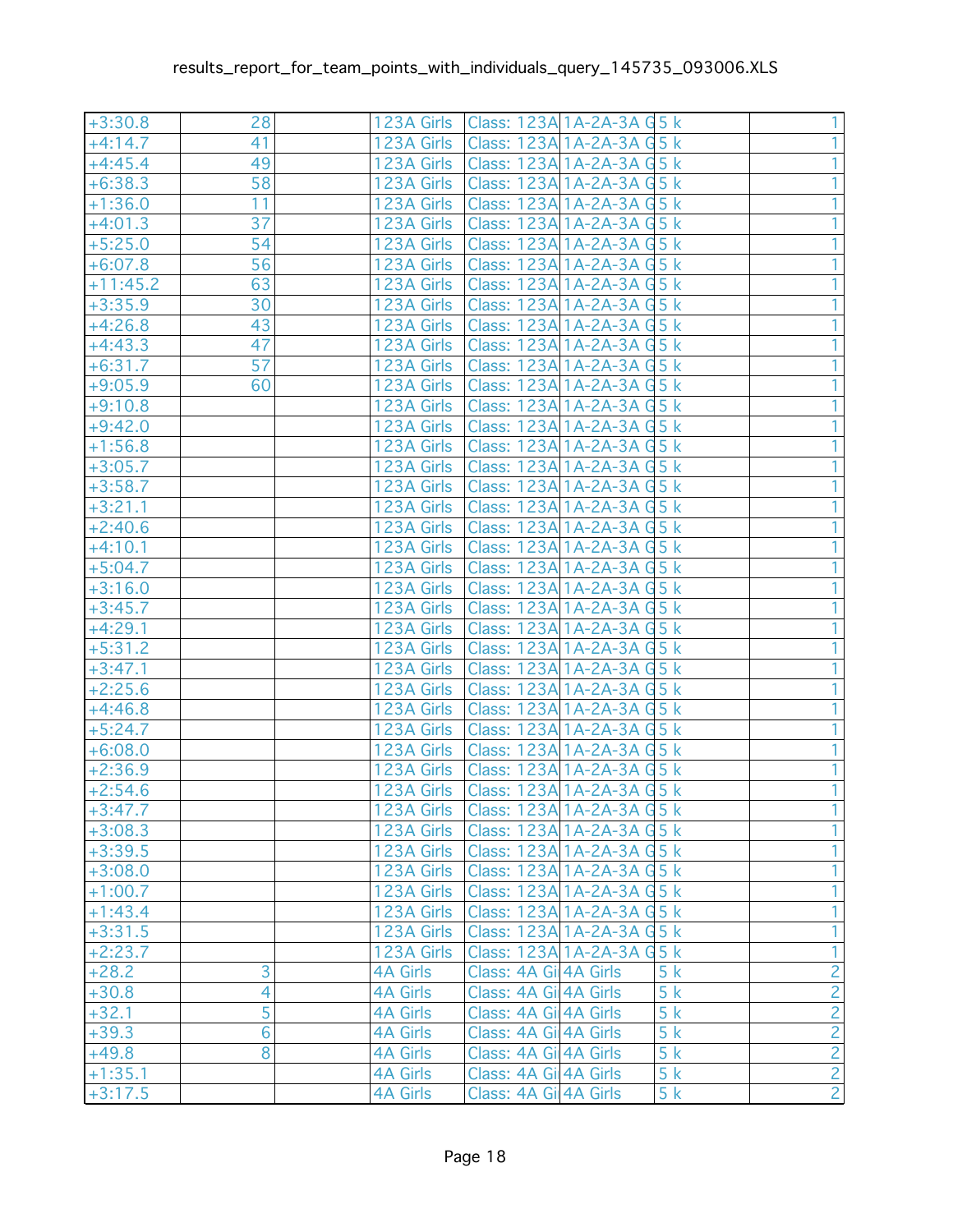| | | | | | | | |
|---|---|---|---|---|---|---|---|
| +3:30.8 | 28 | | 123A Girls | Class: 123A | 1A-2A-3A G | 5 k | 1 |
| +4:14.7 | 41 | | 123A Girls | Class: 123A | 1A-2A-3A G | 5 k | 1 |
| +4:45.4 | 49 | | 123A Girls | Class: 123A | 1A-2A-3A G | 5 k | 1 |
| +6:38.3 | 58 | | 123A Girls | Class: 123A | 1A-2A-3A G | 5 k | 1 |
| +1:36.0 | 11 | | 123A Girls | Class: 123A | 1A-2A-3A G | 5 k | 1 |
| +4:01.3 | 37 | | 123A Girls | Class: 123A | 1A-2A-3A G | 5 k | 1 |
| +5:25.0 | 54 | | 123A Girls | Class: 123A | 1A-2A-3A G | 5 k | 1 |
| +6:07.8 | 56 | | 123A Girls | Class: 123A | 1A-2A-3A G | 5 k | 1 |
| +11:45.2 | 63 | | 123A Girls | Class: 123A | 1A-2A-3A G | 5 k | 1 |
| +3:35.9 | 30 | | 123A Girls | Class: 123A | 1A-2A-3A G | 5 k | 1 |
| +4:26.8 | 43 | | 123A Girls | Class: 123A | 1A-2A-3A G | 5 k | 1 |
| +4:43.3 | 47 | | 123A Girls | Class: 123A | 1A-2A-3A G | 5 k | 1 |
| +6:31.7 | 57 | | 123A Girls | Class: 123A | 1A-2A-3A G | 5 k | 1 |
| +9:05.9 | 60 | | 123A Girls | Class: 123A | 1A-2A-3A G | 5 k | 1 |
| +9:10.8 | | | 123A Girls | Class: 123A | 1A-2A-3A G | 5 k | 1 |
| +9:42.0 | | | 123A Girls | Class: 123A | 1A-2A-3A G | 5 k | 1 |
| +1:56.8 | | | 123A Girls | Class: 123A | 1A-2A-3A G | 5 k | 1 |
| +3:05.7 | | | 123A Girls | Class: 123A | 1A-2A-3A G | 5 k | 1 |
| +3:58.7 | | | 123A Girls | Class: 123A | 1A-2A-3A G | 5 k | 1 |
| +3:21.1 | | | 123A Girls | Class: 123A | 1A-2A-3A G | 5 k | 1 |
| +2:40.6 | | | 123A Girls | Class: 123A | 1A-2A-3A G | 5 k | 1 |
| +4:10.1 | | | 123A Girls | Class: 123A | 1A-2A-3A G | 5 k | 1 |
| +5:04.7 | | | 123A Girls | Class: 123A | 1A-2A-3A G | 5 k | 1 |
| +3:16.0 | | | 123A Girls | Class: 123A | 1A-2A-3A G | 5 k | 1 |
| +3:45.7 | | | 123A Girls | Class: 123A | 1A-2A-3A G | 5 k | 1 |
| +4:29.1 | | | 123A Girls | Class: 123A | 1A-2A-3A G | 5 k | 1 |
| +5:31.2 | | | 123A Girls | Class: 123A | 1A-2A-3A G | 5 k | 1 |
| +3:47.1 | | | 123A Girls | Class: 123A | 1A-2A-3A G | 5 k | 1 |
| +2:25.6 | | | 123A Girls | Class: 123A | 1A-2A-3A G | 5 k | 1 |
| +4:46.8 | | | 123A Girls | Class: 123A | 1A-2A-3A G | 5 k | 1 |
| +5:24.7 | | | 123A Girls | Class: 123A | 1A-2A-3A G | 5 k | 1 |
| +6:08.0 | | | 123A Girls | Class: 123A | 1A-2A-3A G | 5 k | 1 |
| +2:36.9 | | | 123A Girls | Class: 123A | 1A-2A-3A G | 5 k | 1 |
| +2:54.6 | | | 123A Girls | Class: 123A | 1A-2A-3A G | 5 k | 1 |
| +3:47.7 | | | 123A Girls | Class: 123A | 1A-2A-3A G | 5 k | 1 |
| +3:08.3 | | | 123A Girls | Class: 123A | 1A-2A-3A G | 5 k | 1 |
| +3:39.5 | | | 123A Girls | Class: 123A | 1A-2A-3A G | 5 k | 1 |
| +3:08.0 | | | 123A Girls | Class: 123A | 1A-2A-3A G | 5 k | 1 |
| +1:00.7 | | | 123A Girls | Class: 123A | 1A-2A-3A G | 5 k | 1 |
| +1:43.4 | | | 123A Girls | Class: 123A | 1A-2A-3A G | 5 k | 1 |
| +3:31.5 | | | 123A Girls | Class: 123A | 1A-2A-3A G | 5 k | 1 |
| +2:23.7 | | | 123A Girls | Class: 123A | 1A-2A-3A G | 5 k | 1 |
| +28.2 | 3 | | 4A Girls | Class: 4A Gi | 4A Girls | 5 k | 2 |
| +30.8 | 4 | | 4A Girls | Class: 4A Gi | 4A Girls | 5 k | 2 |
| +32.1 | 5 | | 4A Girls | Class: 4A Gi | 4A Girls | 5 k | 2 |
| +39.3 | 6 | | 4A Girls | Class: 4A Gi | 4A Girls | 5 k | 2 |
| +49.8 | 8 | | 4A Girls | Class: 4A Gi | 4A Girls | 5 k | 2 |
| +1:35.1 | | | 4A Girls | Class: 4A Gi | 4A Girls | 5 k | 2 |
| +3:17.5 | | | 4A Girls | Class: 4A Gi | 4A Girls | 5 k | 2 |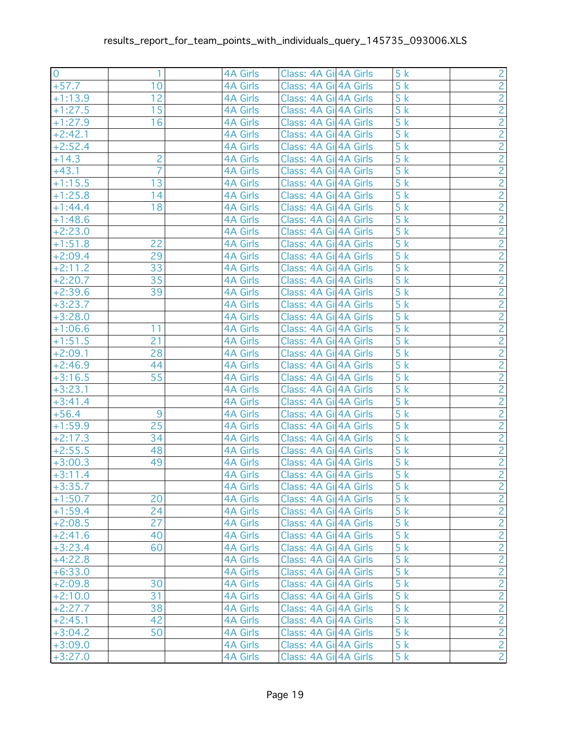| 0 | 1 | | 4A Girls | Class: 4A Gi | 4A Girls | 5 k | 2 |
|---|---|---|---|---|---|---|---|
| +57.7 | 10 | | 4A Girls | Class: 4A Gi | 4A Girls | 5 k | 2 |
| +1:13.9 | 12 | | 4A Girls | Class: 4A Gi | 4A Girls | 5 k | 2 |
| +1:27.5 | 15 | | 4A Girls | Class: 4A Gi | 4A Girls | 5 k | 2 |
| +1:27.9 | 16 | | 4A Girls | Class: 4A Gi | 4A Girls | 5 k | 2 |
| +2:42.1 | | | 4A Girls | Class: 4A Gi | 4A Girls | 5 k | 2 |
| +2:52.4 | | | 4A Girls | Class: 4A Gi | 4A Girls | 5 k | 2 |
| +14.3 | 2 | | 4A Girls | Class: 4A Gi | 4A Girls | 5 k | 2 |
| +43.1 | 7 | | 4A Girls | Class: 4A Gi | 4A Girls | 5 k | 2 |
| +1:15.5 | 13 | | 4A Girls | Class: 4A Gi | 4A Girls | 5 k | 2 |
| +1:25.8 | 14 | | 4A Girls | Class: 4A Gi | 4A Girls | 5 k | 2 |
| +1:44.4 | 18 | | 4A Girls | Class: 4A Gi | 4A Girls | 5 k | 2 |
| +1:48.6 | | | 4A Girls | Class: 4A Gi | 4A Girls | 5 k | 2 |
| +2:23.0 | | | 4A Girls | Class: 4A Gi | 4A Girls | 5 k | 2 |
| +1:51.8 | 22 | | 4A Girls | Class: 4A Gi | 4A Girls | 5 k | 2 |
| +2:09.4 | 29 | | 4A Girls | Class: 4A Gi | 4A Girls | 5 k | 2 |
| +2:11.2 | 33 | | 4A Girls | Class: 4A Gi | 4A Girls | 5 k | 2 |
| +2:20.7 | 35 | | 4A Girls | Class: 4A Gi | 4A Girls | 5 k | 2 |
| +2:39.6 | 39 | | 4A Girls | Class: 4A Gi | 4A Girls | 5 k | 2 |
| +3:23.7 | | | 4A Girls | Class: 4A Gi | 4A Girls | 5 k | 2 |
| +3:28.0 | | | 4A Girls | Class: 4A Gi | 4A Girls | 5 k | 2 |
| +1:06.6 | 11 | | 4A Girls | Class: 4A Gi | 4A Girls | 5 k | 2 |
| +1:51.5 | 21 | | 4A Girls | Class: 4A Gi | 4A Girls | 5 k | 2 |
| +2:09.1 | 28 | | 4A Girls | Class: 4A Gi | 4A Girls | 5 k | 2 |
| +2:46.9 | 44 | | 4A Girls | Class: 4A Gi | 4A Girls | 5 k | 2 |
| +3:16.5 | 55 | | 4A Girls | Class: 4A Gi | 4A Girls | 5 k | 2 |
| +3:23.1 | | | 4A Girls | Class: 4A Gi | 4A Girls | 5 k | 2 |
| +3:41.4 | | | 4A Girls | Class: 4A Gi | 4A Girls | 5 k | 2 |
| +56.4 | 9 | | 4A Girls | Class: 4A Gi | 4A Girls | 5 k | 2 |
| +1:59.9 | 25 | | 4A Girls | Class: 4A Gi | 4A Girls | 5 k | 2 |
| +2:17.3 | 34 | | 4A Girls | Class: 4A Gi | 4A Girls | 5 k | 2 |
| +2:55.5 | 48 | | 4A Girls | Class: 4A Gi | 4A Girls | 5 k | 2 |
| +3:00.3 | 49 | | 4A Girls | Class: 4A Gi | 4A Girls | 5 k | 2 |
| +3:11.4 | | | 4A Girls | Class: 4A Gi | 4A Girls | 5 k | 2 |
| +3:35.7 | | | 4A Girls | Class: 4A Gi | 4A Girls | 5 k | 2 |
| +1:50.7 | 20 | | 4A Girls | Class: 4A Gi | 4A Girls | 5 k | 2 |
| +1:59.4 | 24 | | 4A Girls | Class: 4A Gi | 4A Girls | 5 k | 2 |
| +2:08.5 | 27 | | 4A Girls | Class: 4A Gi | 4A Girls | 5 k | 2 |
| +2:41.6 | 40 | | 4A Girls | Class: 4A Gi | 4A Girls | 5 k | 2 |
| +3:23.4 | 60 | | 4A Girls | Class: 4A Gi | 4A Girls | 5 k | 2 |
| +4:22.8 | | | 4A Girls | Class: 4A Gi | 4A Girls | 5 k | 2 |
| +6:33.0 | | | 4A Girls | Class: 4A Gi | 4A Girls | 5 k | 2 |
| +2:09.8 | 30 | | 4A Girls | Class: 4A Gi | 4A Girls | 5 k | 2 |
| +2:10.0 | 31 | | 4A Girls | Class: 4A Gi | 4A Girls | 5 k | 2 |
| +2:27.7 | 38 | | 4A Girls | Class: 4A Gi | 4A Girls | 5 k | 2 |
| +2:45.1 | 42 | | 4A Girls | Class: 4A Gi | 4A Girls | 5 k | 2 |
| +3:04.2 | 50 | | 4A Girls | Class: 4A Gi | 4A Girls | 5 k | 2 |
| +3:09.0 | | | 4A Girls | Class: 4A Gi | 4A Girls | 5 k | 2 |
| +3:27.0 | | | 4A Girls | Class: 4A Gi | 4A Girls | 5 k | 2 |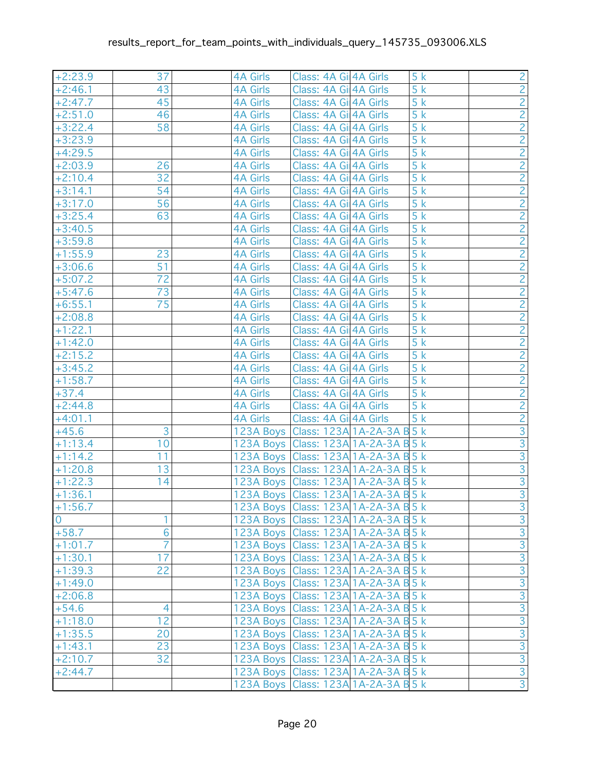| | | | | | | | |
|---|---|---|---|---|---|---|---|
| +2:23.9 | 37 | | 4A Girls | Class: 4A Gi | 4A Girls | 5 k | 2 |
| +2:46.1 | 43 | | 4A Girls | Class: 4A Gi | 4A Girls | 5 k | 2 |
| +2:47.7 | 45 | | 4A Girls | Class: 4A Gi | 4A Girls | 5 k | 2 |
| +2:51.0 | 46 | | 4A Girls | Class: 4A Gi | 4A Girls | 5 k | 2 |
| +3:22.4 | 58 | | 4A Girls | Class: 4A Gi | 4A Girls | 5 k | 2 |
| +3:23.9 | | | 4A Girls | Class: 4A Gi | 4A Girls | 5 k | 2 |
| +4:29.5 | | | 4A Girls | Class: 4A Gi | 4A Girls | 5 k | 2 |
| +2:03.9 | 26 | | 4A Girls | Class: 4A Gi | 4A Girls | 5 k | 2 |
| +2:10.4 | 32 | | 4A Girls | Class: 4A Gi | 4A Girls | 5 k | 2 |
| +3:14.1 | 54 | | 4A Girls | Class: 4A Gi | 4A Girls | 5 k | 2 |
| +3:17.0 | 56 | | 4A Girls | Class: 4A Gi | 4A Girls | 5 k | 2 |
| +3:25.4 | 63 | | 4A Girls | Class: 4A Gi | 4A Girls | 5 k | 2 |
| +3:40.5 | | | 4A Girls | Class: 4A Gi | 4A Girls | 5 k | 2 |
| +3:59.8 | | | 4A Girls | Class: 4A Gi | 4A Girls | 5 k | 2 |
| +1:55.9 | 23 | | 4A Girls | Class: 4A Gi | 4A Girls | 5 k | 2 |
| +3:06.6 | 51 | | 4A Girls | Class: 4A Gi | 4A Girls | 5 k | 2 |
| +5:07.2 | 72 | | 4A Girls | Class: 4A Gi | 4A Girls | 5 k | 2 |
| +5:47.6 | 73 | | 4A Girls | Class: 4A Gi | 4A Girls | 5 k | 2 |
| +6:55.1 | 75 | | 4A Girls | Class: 4A Gi | 4A Girls | 5 k | 2 |
| +2:08.8 | | | 4A Girls | Class: 4A Gi | 4A Girls | 5 k | 2 |
| +1:22.1 | | | 4A Girls | Class: 4A Gi | 4A Girls | 5 k | 2 |
| +1:42.0 | | | 4A Girls | Class: 4A Gi | 4A Girls | 5 k | 2 |
| +2:15.2 | | | 4A Girls | Class: 4A Gi | 4A Girls | 5 k | 2 |
| +3:45.2 | | | 4A Girls | Class: 4A Gi | 4A Girls | 5 k | 2 |
| +1:58.7 | | | 4A Girls | Class: 4A Gi | 4A Girls | 5 k | 2 |
| +37.4 | | | 4A Girls | Class: 4A Gi | 4A Girls | 5 k | 2 |
| +2:44.8 | | | 4A Girls | Class: 4A Gi | 4A Girls | 5 k | 2 |
| +4:01.1 | | | 4A Girls | Class: 4A Gi | 4A Girls | 5 k | 2 |
| +45.6 | 3 | | 123A Boys | Class: 123A | 1A-2A-3A B | 5 k | 3 |
| +1:13.4 | 10 | | 123A Boys | Class: 123A | 1A-2A-3A B | 5 k | 3 |
| +1:14.2 | 11 | | 123A Boys | Class: 123A | 1A-2A-3A B | 5 k | 3 |
| +1:20.8 | 13 | | 123A Boys | Class: 123A | 1A-2A-3A B | 5 k | 3 |
| +1:22.3 | 14 | | 123A Boys | Class: 123A | 1A-2A-3A B | 5 k | 3 |
| +1:36.1 | | | 123A Boys | Class: 123A | 1A-2A-3A B | 5 k | 3 |
| +1:56.7 | | | 123A Boys | Class: 123A | 1A-2A-3A B | 5 k | 3 |
| 0 | 1 | | 123A Boys | Class: 123A | 1A-2A-3A B | 5 k | 3 |
| +58.7 | 6 | | 123A Boys | Class: 123A | 1A-2A-3A B | 5 k | 3 |
| +1:01.7 | 7 | | 123A Boys | Class: 123A | 1A-2A-3A B | 5 k | 3 |
| +1:30.1 | 17 | | 123A Boys | Class: 123A | 1A-2A-3A B | 5 k | 3 |
| +1:39.3 | 22 | | 123A Boys | Class: 123A | 1A-2A-3A B | 5 k | 3 |
| +1:49.0 | | | 123A Boys | Class: 123A | 1A-2A-3A B | 5 k | 3 |
| +2:06.8 | | | 123A Boys | Class: 123A | 1A-2A-3A B | 5 k | 3 |
| +54.6 | 4 | | 123A Boys | Class: 123A | 1A-2A-3A B | 5 k | 3 |
| +1:18.0 | 12 | | 123A Boys | Class: 123A | 1A-2A-3A B | 5 k | 3 |
| +1:35.5 | 20 | | 123A Boys | Class: 123A | 1A-2A-3A B | 5 k | 3 |
| +1:43.1 | 23 | | 123A Boys | Class: 123A | 1A-2A-3A B | 5 k | 3 |
| +2:10.7 | 32 | | 123A Boys | Class: 123A | 1A-2A-3A B | 5 k | 3 |
| +2:44.7 | | | 123A Boys | Class: 123A | 1A-2A-3A B | 5 k | 3 |
| | | | 123A Boys | Class: 123A | 1A-2A-3A B | 5 k | 3 |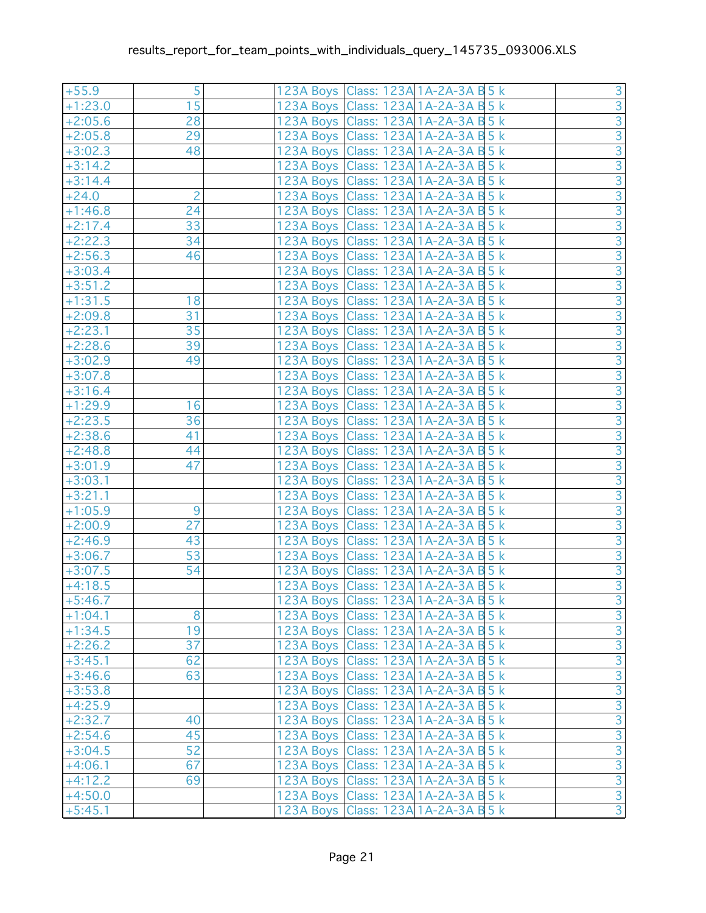| | | | | | | | |
|---|---|---|---|---|---|---|---|
| +55.9 | 5 | | 123A Boys | Class: 123A | 1A-2A-3A B | 5 k | 3 |
| +1:23.0 | 15 | | 123A Boys | Class: 123A | 1A-2A-3A B | 5 k | 3 |
| +2:05.6 | 28 | | 123A Boys | Class: 123A | 1A-2A-3A B | 5 k | 3 |
| +2:05.8 | 29 | | 123A Boys | Class: 123A | 1A-2A-3A B | 5 k | 3 |
| +3:02.3 | 48 | | 123A Boys | Class: 123A | 1A-2A-3A B | 5 k | 3 |
| +3:14.2 | | | 123A Boys | Class: 123A | 1A-2A-3A B | 5 k | 3 |
| +3:14.4 | | | 123A Boys | Class: 123A | 1A-2A-3A B | 5 k | 3 |
| +24.0 | 2 | | 123A Boys | Class: 123A | 1A-2A-3A B | 5 k | 3 |
| +1:46.8 | 24 | | 123A Boys | Class: 123A | 1A-2A-3A B | 5 k | 3 |
| +2:17.4 | 33 | | 123A Boys | Class: 123A | 1A-2A-3A B | 5 k | 3 |
| +2:22.3 | 34 | | 123A Boys | Class: 123A | 1A-2A-3A B | 5 k | 3 |
| +2:56.3 | 46 | | 123A Boys | Class: 123A | 1A-2A-3A B | 5 k | 3 |
| +3:03.4 | | | 123A Boys | Class: 123A | 1A-2A-3A B | 5 k | 3 |
| +3:51.2 | | | 123A Boys | Class: 123A | 1A-2A-3A B | 5 k | 3 |
| +1:31.5 | 18 | | 123A Boys | Class: 123A | 1A-2A-3A B | 5 k | 3 |
| +2:09.8 | 31 | | 123A Boys | Class: 123A | 1A-2A-3A B | 5 k | 3 |
| +2:23.1 | 35 | | 123A Boys | Class: 123A | 1A-2A-3A B | 5 k | 3 |
| +2:28.6 | 39 | | 123A Boys | Class: 123A | 1A-2A-3A B | 5 k | 3 |
| +3:02.9 | 49 | | 123A Boys | Class: 123A | 1A-2A-3A B | 5 k | 3 |
| +3:07.8 | | | 123A Boys | Class: 123A | 1A-2A-3A B | 5 k | 3 |
| +3:16.4 | | | 123A Boys | Class: 123A | 1A-2A-3A B | 5 k | 3 |
| +1:29.9 | 16 | | 123A Boys | Class: 123A | 1A-2A-3A B | 5 k | 3 |
| +2:23.5 | 36 | | 123A Boys | Class: 123A | 1A-2A-3A B | 5 k | 3 |
| +2:38.6 | 41 | | 123A Boys | Class: 123A | 1A-2A-3A B | 5 k | 3 |
| +2:48.8 | 44 | | 123A Boys | Class: 123A | 1A-2A-3A B | 5 k | 3 |
| +3:01.9 | 47 | | 123A Boys | Class: 123A | 1A-2A-3A B | 5 k | 3 |
| +3:03.1 | | | 123A Boys | Class: 123A | 1A-2A-3A B | 5 k | 3 |
| +3:21.1 | | | 123A Boys | Class: 123A | 1A-2A-3A B | 5 k | 3 |
| +1:05.9 | 9 | | 123A Boys | Class: 123A | 1A-2A-3A B | 5 k | 3 |
| +2:00.9 | 27 | | 123A Boys | Class: 123A | 1A-2A-3A B | 5 k | 3 |
| +2:46.9 | 43 | | 123A Boys | Class: 123A | 1A-2A-3A B | 5 k | 3 |
| +3:06.7 | 53 | | 123A Boys | Class: 123A | 1A-2A-3A B | 5 k | 3 |
| +3:07.5 | 54 | | 123A Boys | Class: 123A | 1A-2A-3A B | 5 k | 3 |
| +4:18.5 | | | 123A Boys | Class: 123A | 1A-2A-3A B | 5 k | 3 |
| +5:46.7 | | | 123A Boys | Class: 123A | 1A-2A-3A B | 5 k | 3 |
| +1:04.1 | 8 | | 123A Boys | Class: 123A | 1A-2A-3A B | 5 k | 3 |
| +1:34.5 | 19 | | 123A Boys | Class: 123A | 1A-2A-3A B | 5 k | 3 |
| +2:26.2 | 37 | | 123A Boys | Class: 123A | 1A-2A-3A B | 5 k | 3 |
| +3:45.1 | 62 | | 123A Boys | Class: 123A | 1A-2A-3A B | 5 k | 3 |
| +3:46.6 | 63 | | 123A Boys | Class: 123A | 1A-2A-3A B | 5 k | 3 |
| +3:53.8 | | | 123A Boys | Class: 123A | 1A-2A-3A B | 5 k | 3 |
| +4:25.9 | | | 123A Boys | Class: 123A | 1A-2A-3A B | 5 k | 3 |
| +2:32.7 | 40 | | 123A Boys | Class: 123A | 1A-2A-3A B | 5 k | 3 |
| +2:54.6 | 45 | | 123A Boys | Class: 123A | 1A-2A-3A B | 5 k | 3 |
| +3:04.5 | 52 | | 123A Boys | Class: 123A | 1A-2A-3A B | 5 k | 3 |
| +4:06.1 | 67 | | 123A Boys | Class: 123A | 1A-2A-3A B | 5 k | 3 |
| +4:12.2 | 69 | | 123A Boys | Class: 123A | 1A-2A-3A B | 5 k | 3 |
| +4:50.0 | | | 123A Boys | Class: 123A | 1A-2A-3A B | 5 k | 3 |
| +5:45.1 | | | 123A Boys | Class: 123A | 1A-2A-3A B | 5 k | 3 |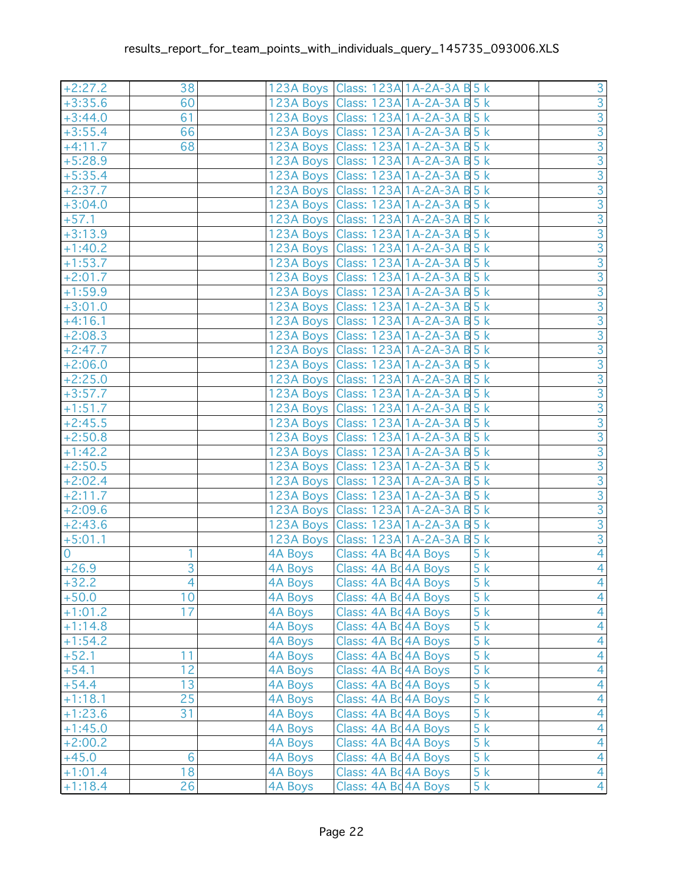| | | | | | | | |
|---|---|---|---|---|---|---|---|
| +2:27.2 | 38 | | 123A Boys | Class: 123A | 1A-2A-3A B | 5 k | 3 |
| +3:35.6 | 60 | | 123A Boys | Class: 123A | 1A-2A-3A B | 5 k | 3 |
| +3:44.0 | 61 | | 123A Boys | Class: 123A | 1A-2A-3A B | 5 k | 3 |
| +3:55.4 | 66 | | 123A Boys | Class: 123A | 1A-2A-3A B | 5 k | 3 |
| +4:11.7 | 68 | | 123A Boys | Class: 123A | 1A-2A-3A B | 5 k | 3 |
| +5:28.9 | | | 123A Boys | Class: 123A | 1A-2A-3A B | 5 k | 3 |
| +5:35.4 | | | 123A Boys | Class: 123A | 1A-2A-3A B | 5 k | 3 |
| +2:37.7 | | | 123A Boys | Class: 123A | 1A-2A-3A B | 5 k | 3 |
| +3:04.0 | | | 123A Boys | Class: 123A | 1A-2A-3A B | 5 k | 3 |
| +57.1 | | | 123A Boys | Class: 123A | 1A-2A-3A B | 5 k | 3 |
| +3:13.9 | | | 123A Boys | Class: 123A | 1A-2A-3A B | 5 k | 3 |
| +1:40.2 | | | 123A Boys | Class: 123A | 1A-2A-3A B | 5 k | 3 |
| +1:53.7 | | | 123A Boys | Class: 123A | 1A-2A-3A B | 5 k | 3 |
| +2:01.7 | | | 123A Boys | Class: 123A | 1A-2A-3A B | 5 k | 3 |
| +1:59.9 | | | 123A Boys | Class: 123A | 1A-2A-3A B | 5 k | 3 |
| +3:01.0 | | | 123A Boys | Class: 123A | 1A-2A-3A B | 5 k | 3 |
| +4:16.1 | | | 123A Boys | Class: 123A | 1A-2A-3A B | 5 k | 3 |
| +2:08.3 | | | 123A Boys | Class: 123A | 1A-2A-3A B | 5 k | 3 |
| +2:47.7 | | | 123A Boys | Class: 123A | 1A-2A-3A B | 5 k | 3 |
| +2:06.0 | | | 123A Boys | Class: 123A | 1A-2A-3A B | 5 k | 3 |
| +2:25.0 | | | 123A Boys | Class: 123A | 1A-2A-3A B | 5 k | 3 |
| +3:57.7 | | | 123A Boys | Class: 123A | 1A-2A-3A B | 5 k | 3 |
| +1:51.7 | | | 123A Boys | Class: 123A | 1A-2A-3A B | 5 k | 3 |
| +2:45.5 | | | 123A Boys | Class: 123A | 1A-2A-3A B | 5 k | 3 |
| +2:50.8 | | | 123A Boys | Class: 123A | 1A-2A-3A B | 5 k | 3 |
| +1:42.2 | | | 123A Boys | Class: 123A | 1A-2A-3A B | 5 k | 3 |
| +2:50.5 | | | 123A Boys | Class: 123A | 1A-2A-3A B | 5 k | 3 |
| +2:02.4 | | | 123A Boys | Class: 123A | 1A-2A-3A B | 5 k | 3 |
| +2:11.7 | | | 123A Boys | Class: 123A | 1A-2A-3A B | 5 k | 3 |
| +2:09.6 | | | 123A Boys | Class: 123A | 1A-2A-3A B | 5 k | 3 |
| +2:43.6 | | | 123A Boys | Class: 123A | 1A-2A-3A B | 5 k | 3 |
| +5:01.1 | | | 123A Boys | Class: 123A | 1A-2A-3A B | 5 k | 3 |
| 0 | 1 | | 4A Boys | Class: 4A Bo | 4A Boys | 5 k | 4 |
| +26.9 | 3 | | 4A Boys | Class: 4A Bo | 4A Boys | 5 k | 4 |
| +32.2 | 4 | | 4A Boys | Class: 4A Bo | 4A Boys | 5 k | 4 |
| +50.0 | 10 | | 4A Boys | Class: 4A Bo | 4A Boys | 5 k | 4 |
| +1:01.2 | 17 | | 4A Boys | Class: 4A Bo | 4A Boys | 5 k | 4 |
| +1:14.8 | | | 4A Boys | Class: 4A Bo | 4A Boys | 5 k | 4 |
| +1:54.2 | | | 4A Boys | Class: 4A Bo | 4A Boys | 5 k | 4 |
| +52.1 | 11 | | 4A Boys | Class: 4A Bo | 4A Boys | 5 k | 4 |
| +54.1 | 12 | | 4A Boys | Class: 4A Bo | 4A Boys | 5 k | 4 |
| +54.4 | 13 | | 4A Boys | Class: 4A Bo | 4A Boys | 5 k | 4 |
| +1:18.1 | 25 | | 4A Boys | Class: 4A Bo | 4A Boys | 5 k | 4 |
| +1:23.6 | 31 | | 4A Boys | Class: 4A Bo | 4A Boys | 5 k | 4 |
| +1:45.0 | | | 4A Boys | Class: 4A Bo | 4A Boys | 5 k | 4 |
| +2:00.2 | | | 4A Boys | Class: 4A Bo | 4A Boys | 5 k | 4 |
| +45.0 | 6 | | 4A Boys | Class: 4A Bo | 4A Boys | 5 k | 4 |
| +1:01.4 | 18 | | 4A Boys | Class: 4A Bo | 4A Boys | 5 k | 4 |
| +1:18.4 | 26 | | 4A Boys | Class: 4A Bo | 4A Boys | 5 k | 4 |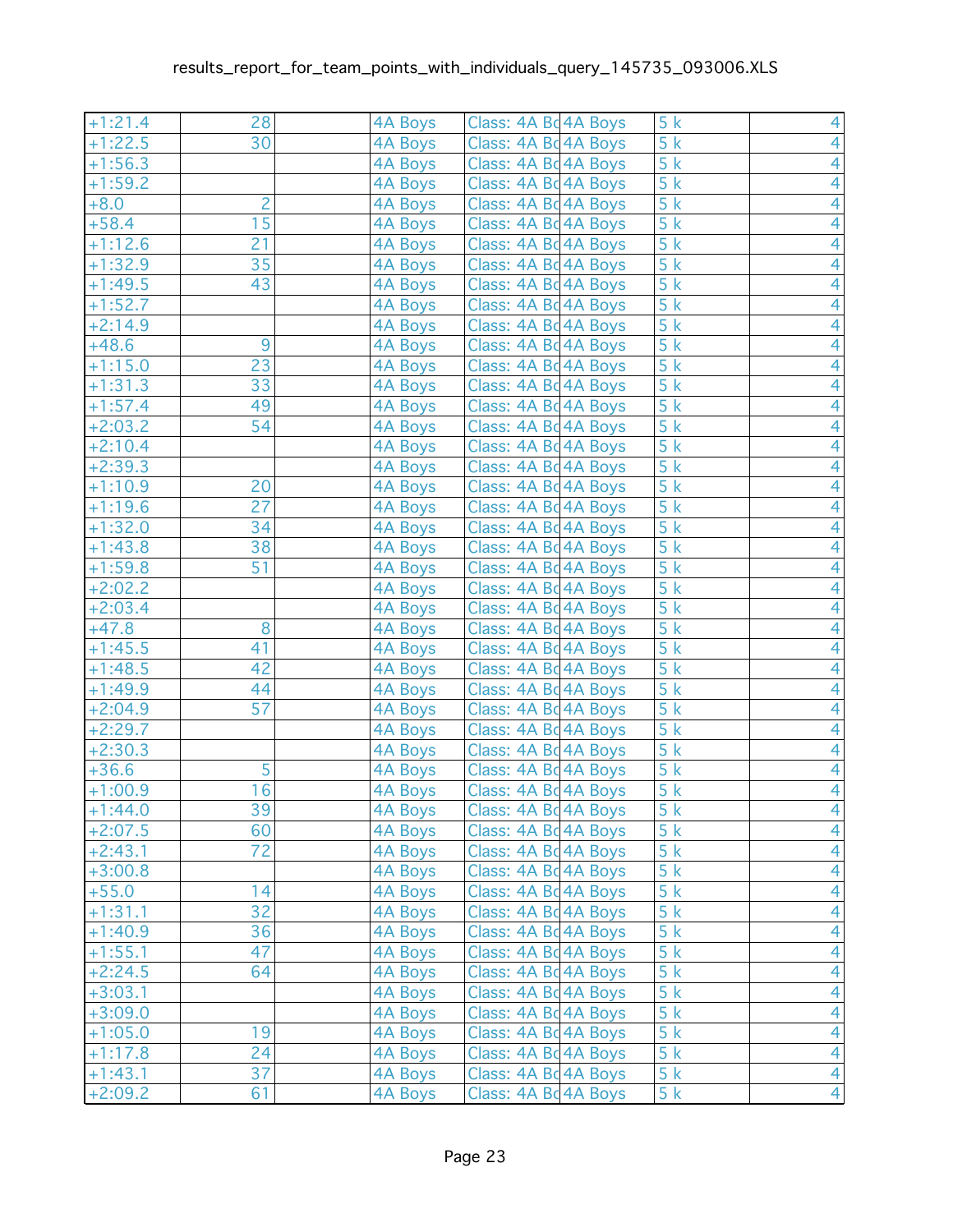| | | | | | | | |
|---|---|---|---|---|---|---|---|
| +1:21.4 | 28 | | 4A Boys | Class: 4A Bo | 4A Boys | 5 k | 4 |
| +1:22.5 | 30 | | 4A Boys | Class: 4A Bo | 4A Boys | 5 k | 4 |
| +1:56.3 | | | 4A Boys | Class: 4A Bo | 4A Boys | 5 k | 4 |
| +1:59.2 | | | 4A Boys | Class: 4A Bo | 4A Boys | 5 k | 4 |
| +8.0 | 2 | | 4A Boys | Class: 4A Bo | 4A Boys | 5 k | 4 |
| +58.4 | 15 | | 4A Boys | Class: 4A Bo | 4A Boys | 5 k | 4 |
| +1:12.6 | 21 | | 4A Boys | Class: 4A Bo | 4A Boys | 5 k | 4 |
| +1:32.9 | 35 | | 4A Boys | Class: 4A Bo | 4A Boys | 5 k | 4 |
| +1:49.5 | 43 | | 4A Boys | Class: 4A Bo | 4A Boys | 5 k | 4 |
| +1:52.7 | | | 4A Boys | Class: 4A Bo | 4A Boys | 5 k | 4 |
| +2:14.9 | | | 4A Boys | Class: 4A Bo | 4A Boys | 5 k | 4 |
| +48.6 | 9 | | 4A Boys | Class: 4A Bo | 4A Boys | 5 k | 4 |
| +1:15.0 | 23 | | 4A Boys | Class: 4A Bo | 4A Boys | 5 k | 4 |
| +1:31.3 | 33 | | 4A Boys | Class: 4A Bo | 4A Boys | 5 k | 4 |
| +1:57.4 | 49 | | 4A Boys | Class: 4A Bo | 4A Boys | 5 k | 4 |
| +2:03.2 | 54 | | 4A Boys | Class: 4A Bo | 4A Boys | 5 k | 4 |
| +2:10.4 | | | 4A Boys | Class: 4A Bo | 4A Boys | 5 k | 4 |
| +2:39.3 | | | 4A Boys | Class: 4A Bo | 4A Boys | 5 k | 4 |
| +1:10.9 | 20 | | 4A Boys | Class: 4A Bo | 4A Boys | 5 k | 4 |
| +1:19.6 | 27 | | 4A Boys | Class: 4A Bo | 4A Boys | 5 k | 4 |
| +1:32.0 | 34 | | 4A Boys | Class: 4A Bo | 4A Boys | 5 k | 4 |
| +1:43.8 | 38 | | 4A Boys | Class: 4A Bo | 4A Boys | 5 k | 4 |
| +1:59.8 | 51 | | 4A Boys | Class: 4A Bo | 4A Boys | 5 k | 4 |
| +2:02.2 | | | 4A Boys | Class: 4A Bo | 4A Boys | 5 k | 4 |
| +2:03.4 | | | 4A Boys | Class: 4A Bo | 4A Boys | 5 k | 4 |
| +47.8 | 8 | | 4A Boys | Class: 4A Bo | 4A Boys | 5 k | 4 |
| +1:45.5 | 41 | | 4A Boys | Class: 4A Bo | 4A Boys | 5 k | 4 |
| +1:48.5 | 42 | | 4A Boys | Class: 4A Bo | 4A Boys | 5 k | 4 |
| +1:49.9 | 44 | | 4A Boys | Class: 4A Bo | 4A Boys | 5 k | 4 |
| +2:04.9 | 57 | | 4A Boys | Class: 4A Bo | 4A Boys | 5 k | 4 |
| +2:29.7 | | | 4A Boys | Class: 4A Bo | 4A Boys | 5 k | 4 |
| +2:30.3 | | | 4A Boys | Class: 4A Bo | 4A Boys | 5 k | 4 |
| +36.6 | 5 | | 4A Boys | Class: 4A Bo | 4A Boys | 5 k | 4 |
| +1:00.9 | 16 | | 4A Boys | Class: 4A Bo | 4A Boys | 5 k | 4 |
| +1:44.0 | 39 | | 4A Boys | Class: 4A Bo | 4A Boys | 5 k | 4 |
| +2:07.5 | 60 | | 4A Boys | Class: 4A Bo | 4A Boys | 5 k | 4 |
| +2:43.1 | 72 | | 4A Boys | Class: 4A Bo | 4A Boys | 5 k | 4 |
| +3:00.8 | | | 4A Boys | Class: 4A Bo | 4A Boys | 5 k | 4 |
| +55.0 | 14 | | 4A Boys | Class: 4A Bo | 4A Boys | 5 k | 4 |
| +1:31.1 | 32 | | 4A Boys | Class: 4A Bo | 4A Boys | 5 k | 4 |
| +1:40.9 | 36 | | 4A Boys | Class: 4A Bo | 4A Boys | 5 k | 4 |
| +1:55.1 | 47 | | 4A Boys | Class: 4A Bo | 4A Boys | 5 k | 4 |
| +2:24.5 | 64 | | 4A Boys | Class: 4A Bo | 4A Boys | 5 k | 4 |
| +3:03.1 | | | 4A Boys | Class: 4A Bo | 4A Boys | 5 k | 4 |
| +3:09.0 | | | 4A Boys | Class: 4A Bo | 4A Boys | 5 k | 4 |
| +1:05.0 | 19 | | 4A Boys | Class: 4A Bo | 4A Boys | 5 k | 4 |
| +1:17.8 | 24 | | 4A Boys | Class: 4A Bo | 4A Boys | 5 k | 4 |
| +1:43.1 | 37 | | 4A Boys | Class: 4A Bo | 4A Boys | 5 k | 4 |
| +2:09.2 | 61 | | 4A Boys | Class: 4A Bo | 4A Boys | 5 k | 4 |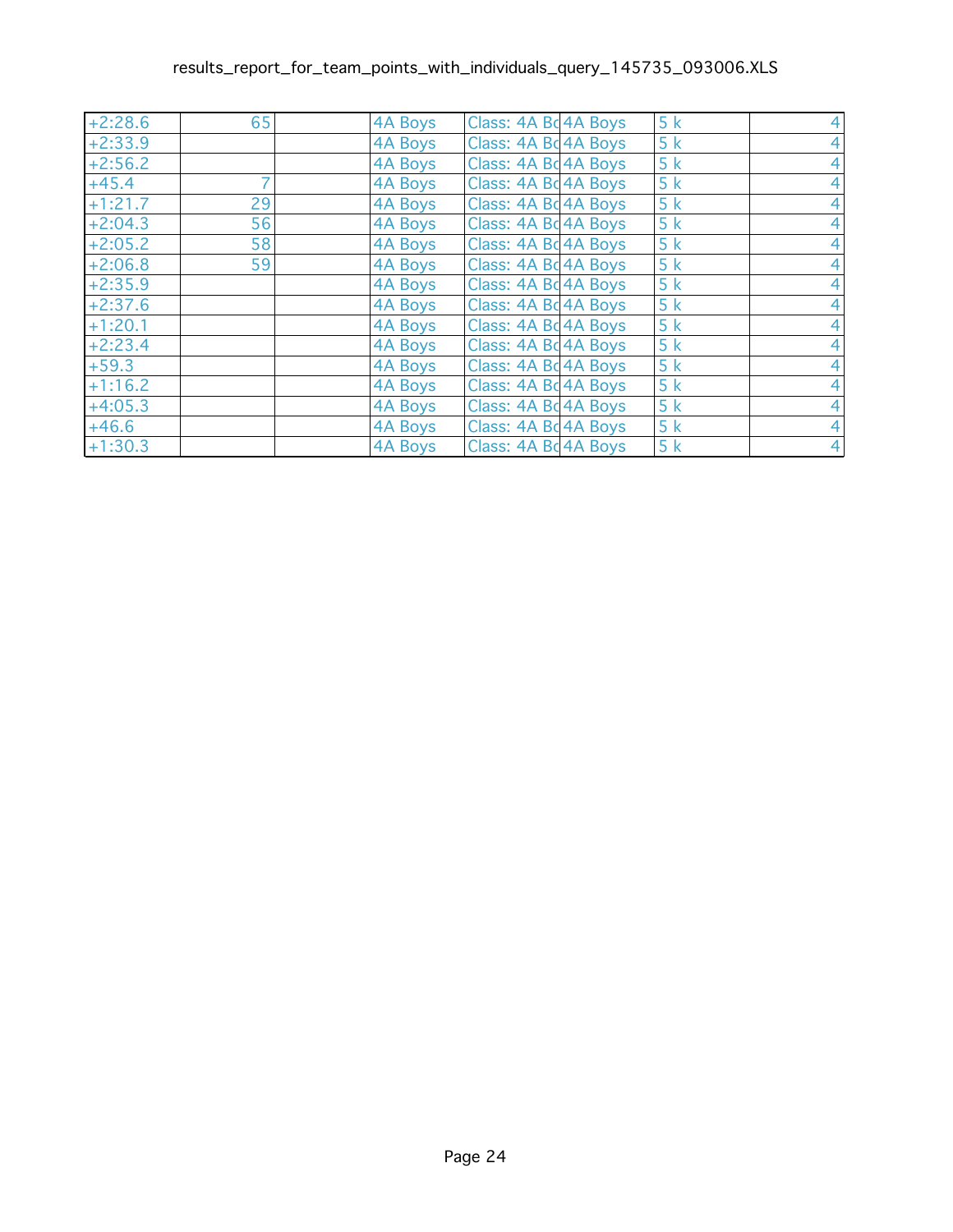| | | | | | | | |
|---|---|---|---|---|---|---|---|
| +2:28.6 | 65 | | 4A Boys | Class: 4A Bo | 4A Boys | 5 k | 4 |
| +2:33.9 | | | 4A Boys | Class: 4A Bo | 4A Boys | 5 k | 4 |
| +2:56.2 | | | 4A Boys | Class: 4A Bo | 4A Boys | 5 k | 4 |
| +45.4 | 7 | | 4A Boys | Class: 4A Bo | 4A Boys | 5 k | 4 |
| +1:21.7 | 29 | | 4A Boys | Class: 4A Bo | 4A Boys | 5 k | 4 |
| +2:04.3 | 56 | | 4A Boys | Class: 4A Bo | 4A Boys | 5 k | 4 |
| +2:05.2 | 58 | | 4A Boys | Class: 4A Bo | 4A Boys | 5 k | 4 |
| +2:06.8 | 59 | | 4A Boys | Class: 4A Bo | 4A Boys | 5 k | 4 |
| +2:35.9 | | | 4A Boys | Class: 4A Bo | 4A Boys | 5 k | 4 |
| +2:37.6 | | | 4A Boys | Class: 4A Bo | 4A Boys | 5 k | 4 |
| +1:20.1 | | | 4A Boys | Class: 4A Bo | 4A Boys | 5 k | 4 |
| +2:23.4 | | | 4A Boys | Class: 4A Bo | 4A Boys | 5 k | 4 |
| +59.3 | | | 4A Boys | Class: 4A Bo | 4A Boys | 5 k | 4 |
| +1:16.2 | | | 4A Boys | Class: 4A Bo | 4A Boys | 5 k | 4 |
| +4:05.3 | | | 4A Boys | Class: 4A Bo | 4A Boys | 5 k | 4 |
| +46.6 | | | 4A Boys | Class: 4A Bo | 4A Boys | 5 k | 4 |
| +1:30.3 | | | 4A Boys | Class: 4A Bo | 4A Boys | 5 k | 4 |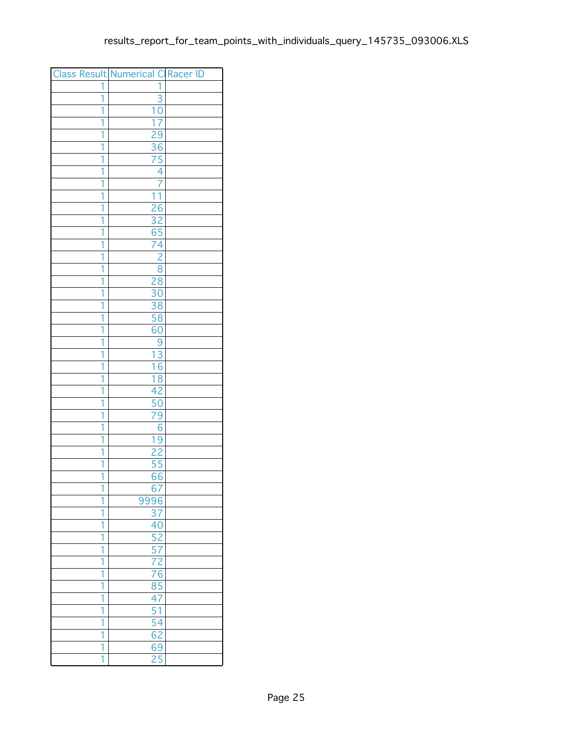| Class Result | Numerical Cl | Racer ID |
|---|---|---|
| 1 | 1 | |
| 1 | 3 | |
| 1 | 10 | |
| 1 | 17 | |
| 1 | 29 | |
| 1 | 36 | |
| 1 | 75 | |
| 1 | 4 | |
| 1 | 7 | |
| 1 | 11 | |
| 1 | 26 | |
| 1 | 32 | |
| 1 | 65 | |
| 1 | 74 | |
| 1 | 2 | |
| 1 | 8 | |
| 1 | 28 | |
| 1 | 30 | |
| 1 | 38 | |
| 1 | 58 | |
| 1 | 60 | |
| 1 | 9 | |
| 1 | 13 | |
| 1 | 16 | |
| 1 | 18 | |
| 1 | 42 | |
| 1 | 50 | |
| 1 | 79 | |
| 1 | 6 | |
| 1 | 19 | |
| 1 | 22 | |
| 1 | 55 | |
| 1 | 66 | |
| 1 | 67 | |
| 1 | 9996 | |
| 1 | 37 | |
| 1 | 40 | |
| 1 | 52 | |
| 1 | 57 | |
| 1 | 72 | |
| 1 | 76 | |
| 1 | 85 | |
| 1 | 47 | |
| 1 | 51 | |
| 1 | 54 | |
| 1 | 62 | |
| 1 | 69 | |
| 1 | 25 | |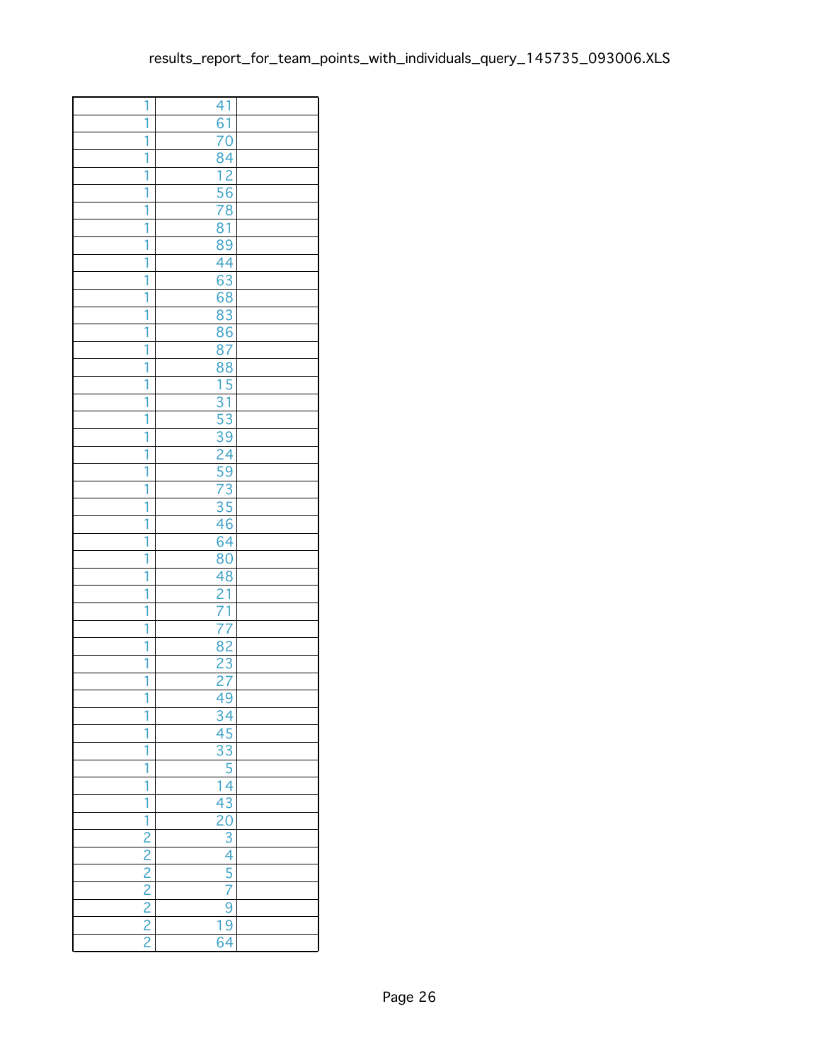| | | |
|---|---|---|
| 1 | 41 | |
| 1 | 61 | |
| 1 | 70 | |
| 1 | 84 | |
| 1 | 12 | |
| 1 | 56 | |
| 1 | 78 | |
| 1 | 81 | |
| 1 | 89 | |
| 1 | 44 | |
| 1 | 63 | |
| 1 | 68 | |
| 1 | 83 | |
| 1 | 86 | |
| 1 | 87 | |
| 1 | 88 | |
| 1 | 15 | |
| 1 | 31 | |
| 1 | 53 | |
| 1 | 39 | |
| 1 | 24 | |
| 1 | 59 | |
| 1 | 73 | |
| 1 | 35 | |
| 1 | 46 | |
| 1 | 64 | |
| 1 | 80 | |
| 1 | 48 | |
| 1 | 21 | |
| 1 | 71 | |
| 1 | 77 | |
| 1 | 82 | |
| 1 | 23 | |
| 1 | 27 | |
| 1 | 49 | |
| 1 | 34 | |
| 1 | 45 | |
| 1 | 33 | |
| 1 | 5 | |
| 1 | 14 | |
| 1 | 43 | |
| 1 | 20 | |
| 2 | 3 | |
| 2 | 4 | |
| 2 | 5 | |
| 2 | 7 | |
| 2 | 9 | |
| 2 | 19 | |
| 2 | 64 | |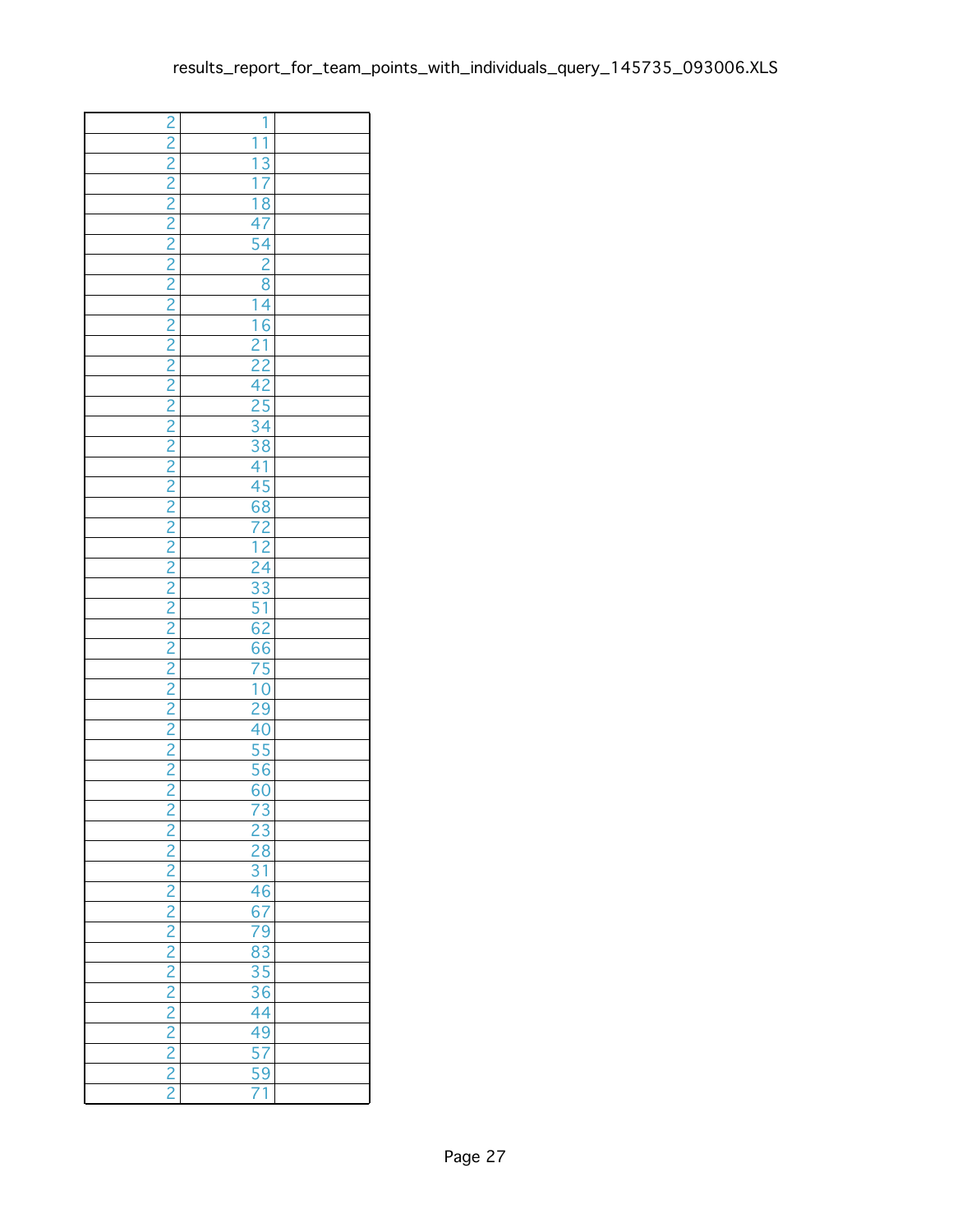| | | |
|---|---|---|
| 2 | 1 | |
| 2 | 11 | |
| 2 | 13 | |
| 2 | 17 | |
| 2 | 18 | |
| 2 | 47 | |
| 2 | 54 | |
| 2 | 2 | |
| 2 | 8 | |
| 2 | 14 | |
| 2 | 16 | |
| 2 | 21 | |
| 2 | 22 | |
| 2 | 42 | |
| 2 | 25 | |
| 2 | 34 | |
| 2 | 38 | |
| 2 | 41 | |
| 2 | 45 | |
| 2 | 68 | |
| 2 | 72 | |
| 2 | 12 | |
| 2 | 24 | |
| 2 | 33 | |
| 2 | 51 | |
| 2 | 62 | |
| 2 | 66 | |
| 2 | 75 | |
| 2 | 10 | |
| 2 | 29 | |
| 2 | 40 | |
| 2 | 55 | |
| 2 | 56 | |
| 2 | 60 | |
| 2 | 73 | |
| 2 | 23 | |
| 2 | 28 | |
| 2 | 31 | |
| 2 | 46 | |
| 2 | 67 | |
| 2 | 79 | |
| 2 | 83 | |
| 2 | 35 | |
| 2 | 36 | |
| 2 | 44 | |
| 2 | 49 | |
| 2 | 57 | |
| 2 | 59 | |
| 2 | 71 | |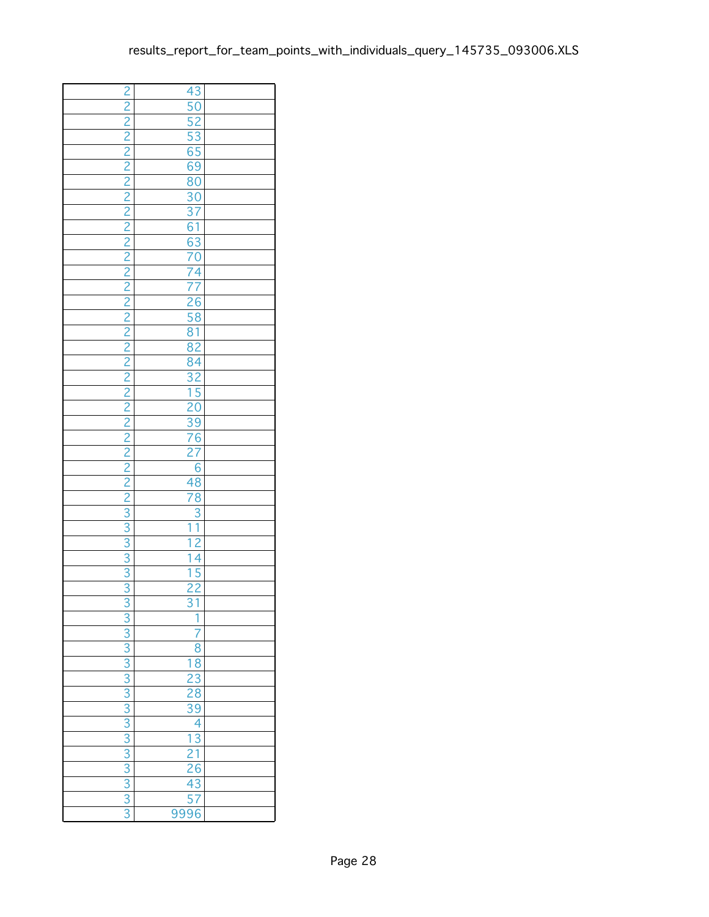| | | |
|---|---|---|
| 2 | 43 | |
| 2 | 50 | |
| 2 | 52 | |
| 2 | 53 | |
| 2 | 65 | |
| 2 | 69 | |
| 2 | 80 | |
| 2 | 30 | |
| 2 | 37 | |
| 2 | 61 | |
| 2 | 63 | |
| 2 | 70 | |
| 2 | 74 | |
| 2 | 77 | |
| 2 | 26 | |
| 2 | 58 | |
| 2 | 81 | |
| 2 | 82 | |
| 2 | 84 | |
| 2 | 32 | |
| 2 | 15 | |
| 2 | 20 | |
| 2 | 39 | |
| 2 | 76 | |
| 2 | 27 | |
| 2 | 6 | |
| 2 | 48 | |
| 2 | 78 | |
| 3 | 3 | |
| 3 | 11 | |
| 3 | 12 | |
| 3 | 14 | |
| 3 | 15 | |
| 3 | 22 | |
| 3 | 31 | |
| 3 | 1 | |
| 3 | 7 | |
| 3 | 8 | |
| 3 | 18 | |
| 3 | 23 | |
| 3 | 28 | |
| 3 | 39 | |
| 3 | 4 | |
| 3 | 13 | |
| 3 | 21 | |
| 3 | 26 | |
| 3 | 43 | |
| 3 | 57 | |
| 3 | 9996 | |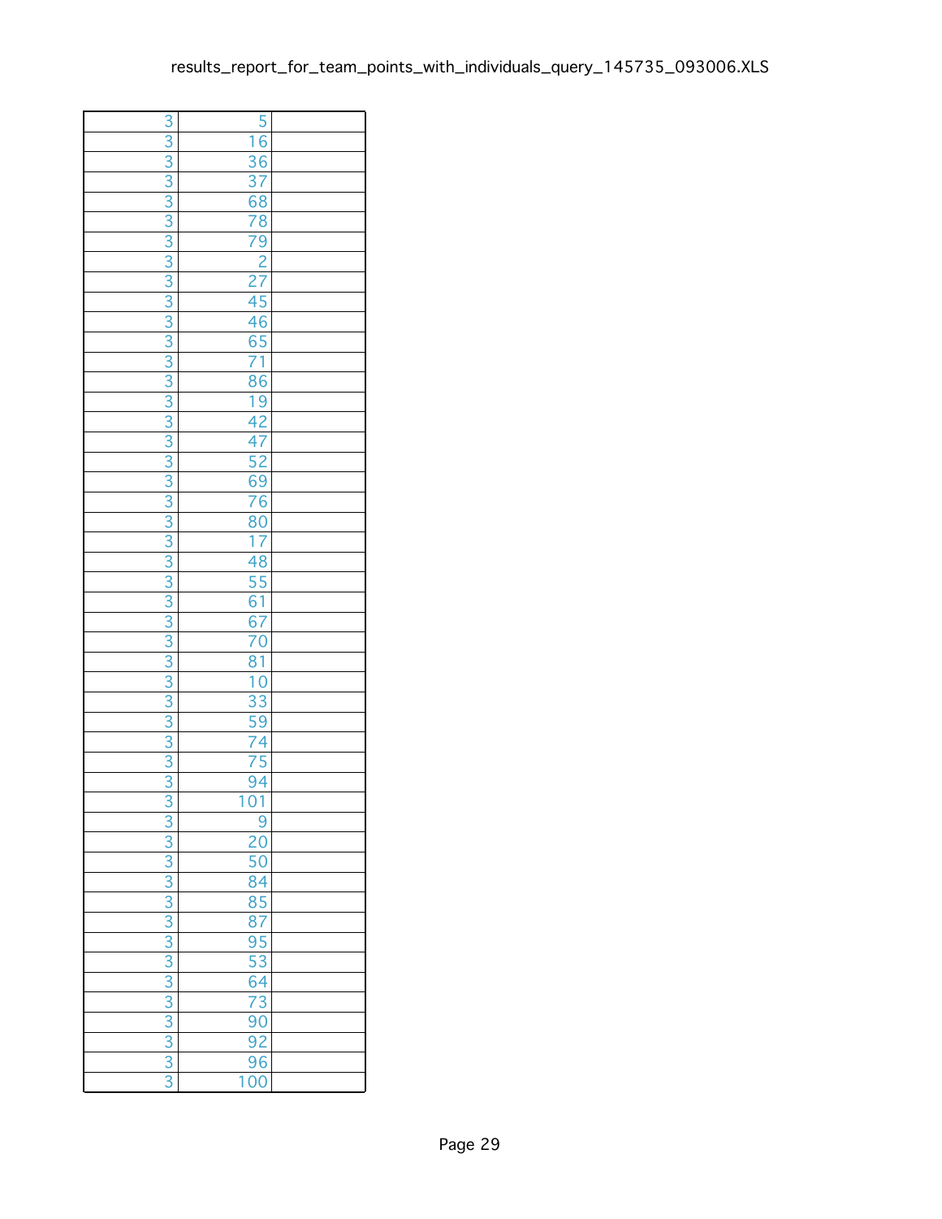| | | |
|---|---|---|
| 3 | 5 | |
| 3 | 16 | |
| 3 | 36 | |
| 3 | 37 | |
| 3 | 68 | |
| 3 | 78 | |
| 3 | 79 | |
| 3 | 2 | |
| 3 | 27 | |
| 3 | 45 | |
| 3 | 46 | |
| 3 | 65 | |
| 3 | 71 | |
| 3 | 86 | |
| 3 | 19 | |
| 3 | 42 | |
| 3 | 47 | |
| 3 | 52 | |
| 3 | 69 | |
| 3 | 76 | |
| 3 | 80 | |
| 3 | 17 | |
| 3 | 48 | |
| 3 | 55 | |
| 3 | 61 | |
| 3 | 67 | |
| 3 | 70 | |
| 3 | 81 | |
| 3 | 10 | |
| 3 | 33 | |
| 3 | 59 | |
| 3 | 74 | |
| 3 | 75 | |
| 3 | 94 | |
| 3 | 101 | |
| 3 | 9 | |
| 3 | 20 | |
| 3 | 50 | |
| 3 | 84 | |
| 3 | 85 | |
| 3 | 87 | |
| 3 | 95 | |
| 3 | 53 | |
| 3 | 64 | |
| 3 | 73 | |
| 3 | 90 | |
| 3 | 92 | |
| 3 | 96 | |
| 3 | 100 | |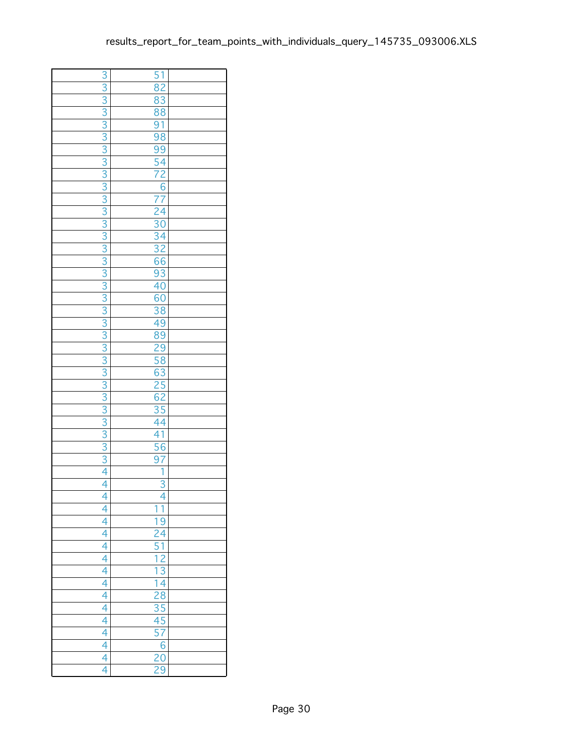| | | |
|---|---|---|
| 3 | 51 | |
| 3 | 82 | |
| 3 | 83 | |
| 3 | 88 | |
| 3 | 91 | |
| 3 | 98 | |
| 3 | 99 | |
| 3 | 54 | |
| 3 | 72 | |
| 3 | 6 | |
| 3 | 77 | |
| 3 | 24 | |
| 3 | 30 | |
| 3 | 34 | |
| 3 | 32 | |
| 3 | 66 | |
| 3 | 93 | |
| 3 | 40 | |
| 3 | 60 | |
| 3 | 38 | |
| 3 | 49 | |
| 3 | 89 | |
| 3 | 29 | |
| 3 | 58 | |
| 3 | 63 | |
| 3 | 25 | |
| 3 | 62 | |
| 3 | 35 | |
| 3 | 44 | |
| 3 | 41 | |
| 3 | 56 | |
| 3 | 97 | |
| 4 | 1 | |
| 4 | 3 | |
| 4 | 4 | |
| 4 | 11 | |
| 4 | 19 | |
| 4 | 24 | |
| 4 | 51 | |
| 4 | 12 | |
| 4 | 13 | |
| 4 | 14 | |
| 4 | 28 | |
| 4 | 35 | |
| 4 | 45 | |
| 4 | 57 | |
| 4 | 6 | |
| 4 | 20 | |
| 4 | 29 | |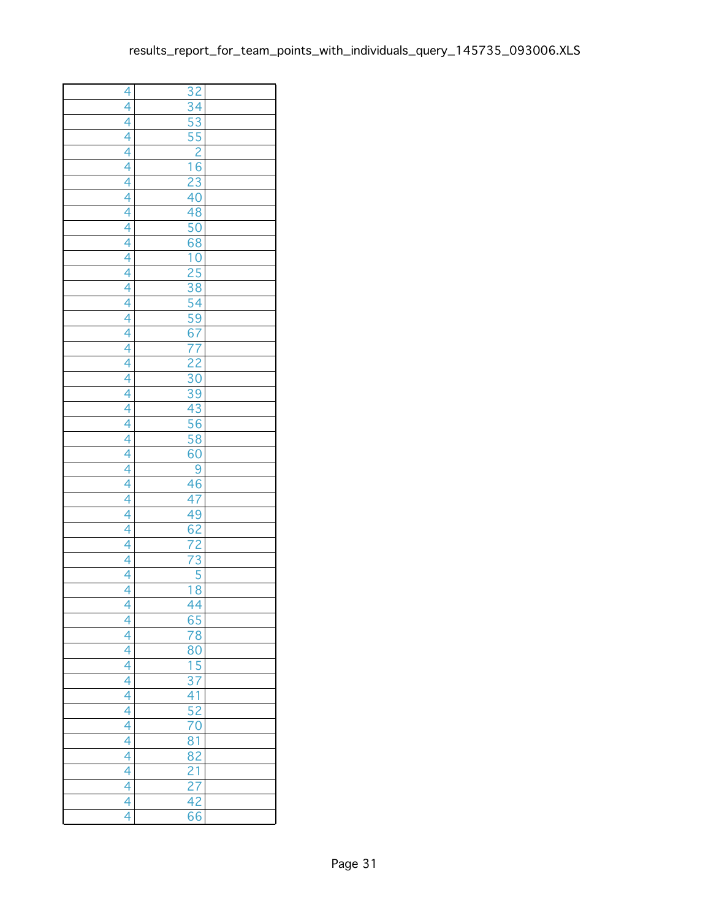| | | |
|---|---|---|
| 4 | 32 | |
| 4 | 34 | |
| 4 | 53 | |
| 4 | 55 | |
| 4 | 2 | |
| 4 | 16 | |
| 4 | 23 | |
| 4 | 40 | |
| 4 | 48 | |
| 4 | 50 | |
| 4 | 68 | |
| 4 | 10 | |
| 4 | 25 | |
| 4 | 38 | |
| 4 | 54 | |
| 4 | 59 | |
| 4 | 67 | |
| 4 | 77 | |
| 4 | 22 | |
| 4 | 30 | |
| 4 | 39 | |
| 4 | 43 | |
| 4 | 56 | |
| 4 | 58 | |
| 4 | 60 | |
| 4 | 9 | |
| 4 | 46 | |
| 4 | 47 | |
| 4 | 49 | |
| 4 | 62 | |
| 4 | 72 | |
| 4 | 73 | |
| 4 | 5 | |
| 4 | 18 | |
| 4 | 44 | |
| 4 | 65 | |
| 4 | 78 | |
| 4 | 80 | |
| 4 | 15 | |
| 4 | 37 | |
| 4 | 41 | |
| 4 | 52 | |
| 4 | 70 | |
| 4 | 81 | |
| 4 | 82 | |
| 4 | 21 | |
| 4 | 27 | |
| 4 | 42 | |
| 4 | 66 | |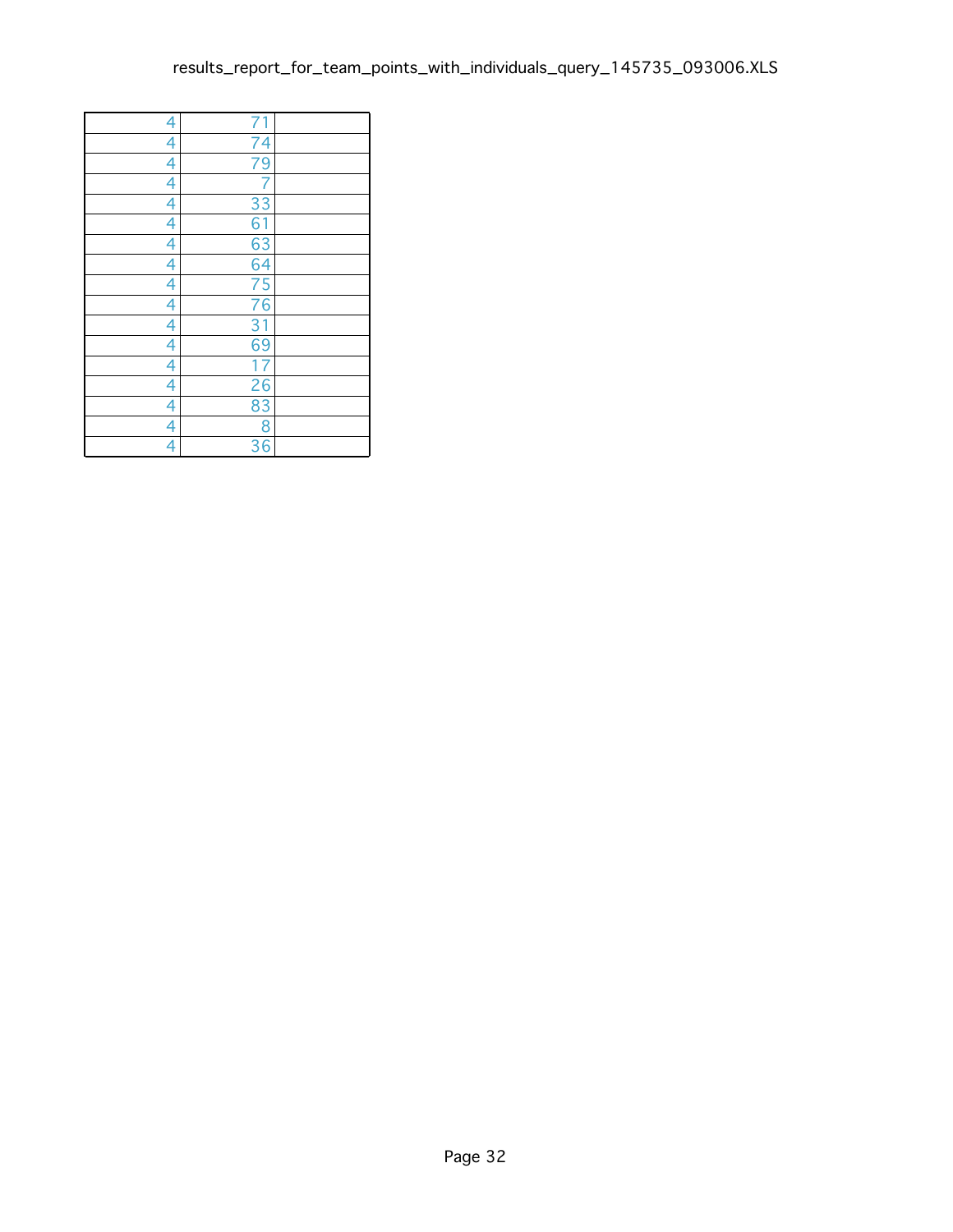| | | |
|---|---|---|
| 4 | 71 | |
| 4 | 74 | |
| 4 | 79 | |
| 4 | 7 | |
| 4 | 33 | |
| 4 | 61 | |
| 4 | 63 | |
| 4 | 64 | |
| 4 | 75 | |
| 4 | 76 | |
| 4 | 31 | |
| 4 | 69 | |
| 4 | 17 | |
| 4 | 26 | |
| 4 | 83 | |
| 4 | 8 | |
| 4 | 36 | |